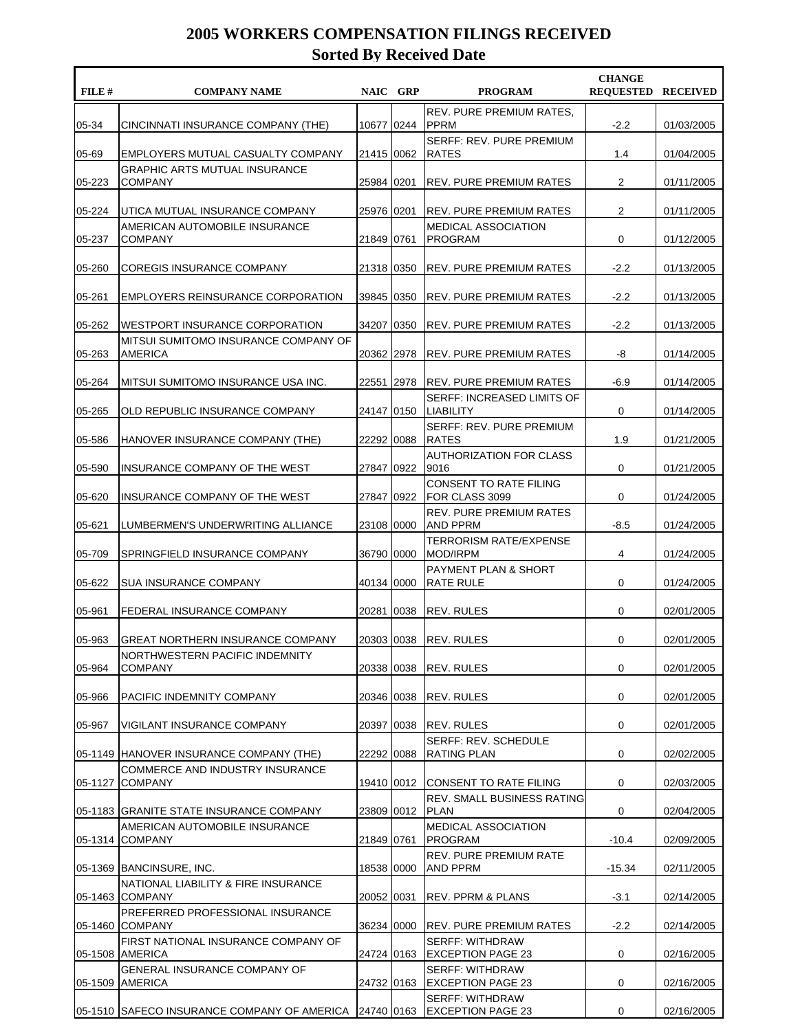# 2005 WORKERS COMPENSATION FILINGS RECEIVED

## Sorted By Received Date

| FILE # | COMPANY NAME | NAIC | GRP | PROGRAM | CHANGE REQUESTED | RECEIVED |
|---|---|---|---|---|---|---|
| 05-34 | CINCINNATI INSURANCE COMPANY (THE) | 10677 | 0244 | REV. PURE PREMIUM RATES, PPRM | -2.2 | 01/03/2005 |
| 05-69 | EMPLOYERS MUTUAL CASUALTY COMPANY | 21415 | 0062 | SERFF: REV. PURE PREMIUM RATES | 1.4 | 01/04/2005 |
| 05-223 | GRAPHIC ARTS MUTUAL INSURANCE COMPANY | 25984 | 0201 | REV. PURE PREMIUM RATES | 2 | 01/11/2005 |
| 05-224 | UTICA MUTUAL INSURANCE COMPANY | 25976 | 0201 | REV. PURE PREMIUM RATES | 2 | 01/11/2005 |
| 05-237 | AMERICAN AUTOMOBILE INSURANCE COMPANY | 21849 | 0761 | MEDICAL ASSOCIATION PROGRAM | 0 | 01/12/2005 |
| 05-260 | COREGIS INSURANCE COMPANY | 21318 | 0350 | REV. PURE PREMIUM RATES | -2.2 | 01/13/2005 |
| 05-261 | EMPLOYERS REINSURANCE CORPORATION | 39845 | 0350 | REV. PURE PREMIUM RATES | -2.2 | 01/13/2005 |
| 05-262 | WESTPORT INSURANCE CORPORATION | 34207 | 0350 | REV. PURE PREMIUM RATES | -2.2 | 01/13/2005 |
| 05-263 | MITSUI SUMITOMO INSURANCE COMPANY OF AMERICA | 20362 | 2978 | REV. PURE PREMIUM RATES | -8 | 01/14/2005 |
| 05-264 | MITSUI SUMITOMO INSURANCE USA INC. | 22551 | 2978 | REV. PURE PREMIUM RATES | -6.9 | 01/14/2005 |
| 05-265 | OLD REPUBLIC INSURANCE COMPANY | 24147 | 0150 | SERFF: INCREASED LIMITS OF LIABILITY | 0 | 01/14/2005 |
| 05-586 | HANOVER INSURANCE COMPANY (THE) | 22292 | 0088 | SERFF: REV. PURE PREMIUM RATES | 1.9 | 01/21/2005 |
| 05-590 | INSURANCE COMPANY OF THE WEST | 27847 | 0922 | AUTHORIZATION FOR CLASS 9016 | 0 | 01/21/2005 |
| 05-620 | INSURANCE COMPANY OF THE WEST | 27847 | 0922 | CONSENT TO RATE FILING FOR CLASS 3099 | 0 | 01/24/2005 |
| 05-621 | LUMBERMEN'S UNDERWRITING ALLIANCE | 23108 | 0000 | REV. PURE PREMIUM RATES AND PPRM | -8.5 | 01/24/2005 |
| 05-709 | SPRINGFIELD INSURANCE COMPANY | 36790 | 0000 | TERRORISM RATE/EXPENSE MOD/IRPM | 4 | 01/24/2005 |
| 05-622 | SUA INSURANCE COMPANY | 40134 | 0000 | PAYMENT PLAN & SHORT RATE RULE | 0 | 01/24/2005 |
| 05-961 | FEDERAL INSURANCE COMPANY | 20281 | 0038 | REV. RULES | 0 | 02/01/2005 |
| 05-963 | GREAT NORTHERN INSURANCE COMPANY | 20303 | 0038 | REV. RULES | 0 | 02/01/2005 |
| 05-964 | NORTHWESTERN PACIFIC INDEMNITY COMPANY | 20338 | 0038 | REV. RULES | 0 | 02/01/2005 |
| 05-966 | PACIFIC INDEMNITY COMPANY | 20346 | 0038 | REV. RULES | 0 | 02/01/2005 |
| 05-967 | VIGILANT INSURANCE COMPANY | 20397 | 0038 | REV. RULES | 0 | 02/01/2005 |
| 05-1149 | HANOVER INSURANCE COMPANY (THE) | 22292 | 0088 | SERFF: REV. SCHEDULE RATING PLAN | 0 | 02/02/2005 |
| 05-1127 | COMMERCE AND INDUSTRY INSURANCE COMPANY | 19410 | 0012 | CONSENT TO RATE FILING | 0 | 02/03/2005 |
| 05-1183 | GRANITE STATE INSURANCE COMPANY | 23809 | 0012 | REV. SMALL BUSINESS RATING PLAN | 0 | 02/04/2005 |
| 05-1314 | AMERICAN AUTOMOBILE INSURANCE COMPANY | 21849 | 0761 | MEDICAL ASSOCIATION PROGRAM | -10.4 | 02/09/2005 |
| 05-1369 | BANCINSURE, INC. | 18538 | 0000 | REV. PURE PREMIUM RATE AND PPRM | -15.34 | 02/11/2005 |
| 05-1463 | NATIONAL LIABILITY & FIRE INSURANCE COMPANY | 20052 | 0031 | REV. PPRM & PLANS | -3.1 | 02/14/2005 |
| 05-1460 | PREFERRED PROFESSIONAL INSURANCE COMPANY | 36234 | 0000 | REV. PURE PREMIUM RATES | -2.2 | 02/14/2005 |
| 05-1508 | FIRST NATIONAL INSURANCE COMPANY OF AMERICA | 24724 | 0163 | SERFF: WITHDRAW EXCEPTION PAGE 23 | 0 | 02/16/2005 |
| 05-1509 | GENERAL INSURANCE COMPANY OF AMERICA | 24732 | 0163 | SERFF: WITHDRAW EXCEPTION PAGE 23 | 0 | 02/16/2005 |
| 05-1510 | SAFECO INSURANCE COMPANY OF AMERICA | 24740 | 0163 | SERFF: WITHDRAW EXCEPTION PAGE 23 | 0 | 02/16/2005 |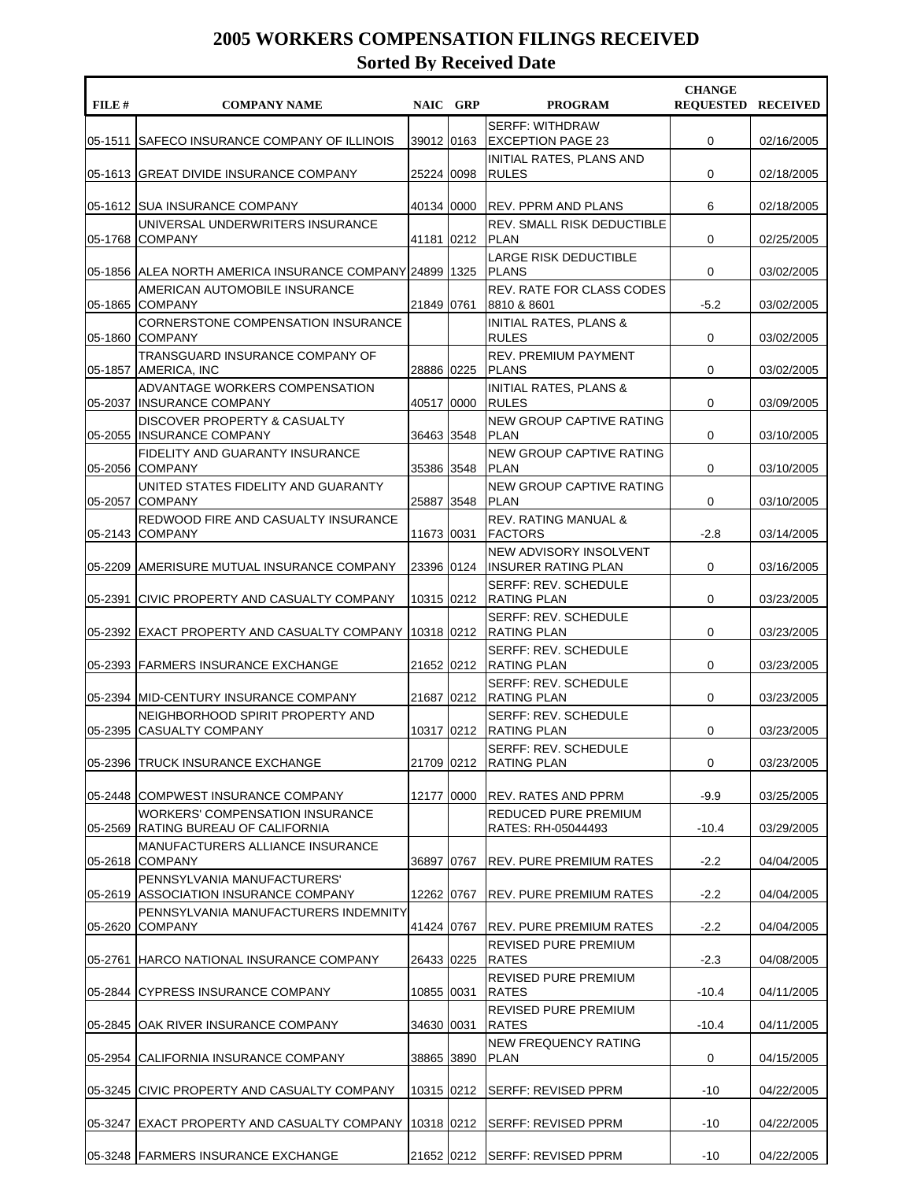# 2005 WORKERS COMPENSATION FILINGS RECEIVED

## Sorted By Received Date

| FILE # | COMPANY NAME | NAIC | GRP | PROGRAM | CHANGE REQUESTED | RECEIVED |
|---|---|---|---|---|---|---|
| 05-1511 | SAFECO INSURANCE COMPANY OF ILLINOIS | 39012 | 0163 | SERFF: WITHDRAW EXCEPTION PAGE 23 | 0 | 02/16/2005 |
| 05-1613 | GREAT DIVIDE INSURANCE COMPANY | 25224 | 0098 | INITIAL RATES, PLANS AND RULES | 0 | 02/18/2005 |
| 05-1612 | SUA INSURANCE COMPANY | 40134 | 0000 | REV. PPRM AND PLANS | 6 | 02/18/2005 |
| 05-1768 | UNIVERSAL UNDERWRITERS INSURANCE COMPANY | 41181 | 0212 | REV. SMALL RISK DEDUCTIBLE PLAN | 0 | 02/25/2005 |
| 05-1856 | ALEA NORTH AMERICA INSURANCE COMPANY | 24899 | 1325 | LARGE RISK DEDUCTIBLE PLANS | 0 | 03/02/2005 |
| 05-1865 | AMERICAN AUTOMOBILE INSURANCE COMPANY | 21849 | 0761 | REV. RATE FOR CLASS CODES 8810 & 8601 | -5.2 | 03/02/2005 |
| 05-1860 | CORNERSTONE COMPENSATION INSURANCE COMPANY | | | INITIAL RATES, PLANS & RULES | 0 | 03/02/2005 |
| 05-1857 | TRANSGUARD INSURANCE COMPANY OF AMERICA, INC | 28886 | 0225 | REV. PREMIUM PAYMENT PLANS | 0 | 03/02/2005 |
| 05-2037 | ADVANTAGE WORKERS COMPENSATION INSURANCE COMPANY | 40517 | 0000 | INITIAL RATES, PLANS & RULES | 0 | 03/09/2005 |
| 05-2055 | DISCOVER PROPERTY & CASUALTY INSURANCE COMPANY | 36463 | 3548 | NEW GROUP CAPTIVE RATING PLAN | 0 | 03/10/2005 |
| 05-2056 | FIDELITY AND GUARANTY INSURANCE COMPANY | 35386 | 3548 | NEW GROUP CAPTIVE RATING PLAN | 0 | 03/10/2005 |
| 05-2057 | UNITED STATES FIDELITY AND GUARANTY COMPANY | 25887 | 3548 | NEW GROUP CAPTIVE RATING PLAN | 0 | 03/10/2005 |
| 05-2143 | REDWOOD FIRE AND CASUALTY INSURANCE COMPANY | 11673 | 0031 | REV. RATING MANUAL & FACTORS | -2.8 | 03/14/2005 |
| 05-2209 | AMERISURE MUTUAL INSURANCE COMPANY | 23396 | 0124 | NEW ADVISORY INSOLVENT INSURER RATING PLAN | 0 | 03/16/2005 |
| 05-2391 | CIVIC PROPERTY AND CASUALTY COMPANY | 10315 | 0212 | SERFF: REV. SCHEDULE RATING PLAN | 0 | 03/23/2005 |
| 05-2392 | EXACT PROPERTY AND CASUALTY COMPANY | 10318 | 0212 | SERFF: REV. SCHEDULE RATING PLAN | 0 | 03/23/2005 |
| 05-2393 | FARMERS INSURANCE EXCHANGE | 21652 | 0212 | SERFF: REV. SCHEDULE RATING PLAN | 0 | 03/23/2005 |
| 05-2394 | MID-CENTURY INSURANCE COMPANY | 21687 | 0212 | SERFF: REV. SCHEDULE RATING PLAN | 0 | 03/23/2005 |
| 05-2395 | NEIGHBORHOOD SPIRIT PROPERTY AND CASUALTY COMPANY | 10317 | 0212 | SERFF: REV. SCHEDULE RATING PLAN | 0 | 03/23/2005 |
| 05-2396 | TRUCK INSURANCE EXCHANGE | 21709 | 0212 | SERFF: REV. SCHEDULE RATING PLAN | 0 | 03/23/2005 |
| 05-2448 | COMPWEST INSURANCE COMPANY | 12177 | 0000 | REV. RATES AND PPRM | -9.9 | 03/25/2005 |
| 05-2569 | WORKERS' COMPENSATION INSURANCE RATING BUREAU OF CALIFORNIA | | | REDUCED PURE PREMIUM RATES: RH-05044493 | -10.4 | 03/29/2005 |
| 05-2618 | MANUFACTURERS ALLIANCE INSURANCE COMPANY | 36897 | 0767 | REV. PURE PREMIUM RATES | -2.2 | 04/04/2005 |
| 05-2619 | PENNSYLVANIA MANUFACTURERS' ASSOCIATION INSURANCE COMPANY | 12262 | 0767 | REV. PURE PREMIUM RATES | -2.2 | 04/04/2005 |
| 05-2620 | PENNSYLVANIA MANUFACTURERS INDEMNITY COMPANY | 41424 | 0767 | REV. PURE PREMIUM RATES | -2.2 | 04/04/2005 |
| 05-2761 | HARCO NATIONAL INSURANCE COMPANY | 26433 | 0225 | REVISED PURE PREMIUM RATES | -2.3 | 04/08/2005 |
| 05-2844 | CYPRESS INSURANCE COMPANY | 10855 | 0031 | REVISED PURE PREMIUM RATES | -10.4 | 04/11/2005 |
| 05-2845 | OAK RIVER INSURANCE COMPANY | 34630 | 0031 | REVISED PURE PREMIUM RATES | -10.4 | 04/11/2005 |
| 05-2954 | CALIFORNIA INSURANCE COMPANY | 38865 | 3890 | NEW FREQUENCY RATING PLAN | 0 | 04/15/2005 |
| 05-3245 | CIVIC PROPERTY AND CASUALTY COMPANY | 10315 | 0212 | SERFF: REVISED PPRM | -10 | 04/22/2005 |
| 05-3247 | EXACT PROPERTY AND CASUALTY COMPANY | 10318 | 0212 | SERFF: REVISED PPRM | -10 | 04/22/2005 |
| 05-3248 | FARMERS INSURANCE EXCHANGE | 21652 | 0212 | SERFF: REVISED PPRM | -10 | 04/22/2005 |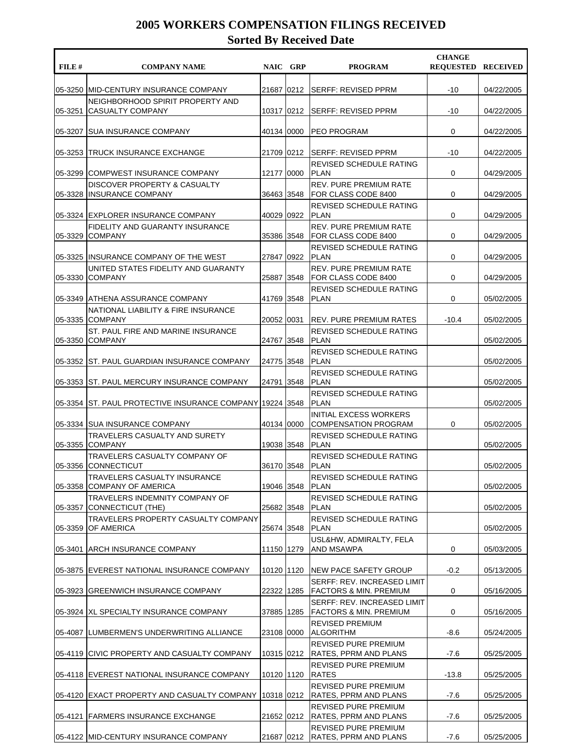# 2005 WORKERS COMPENSATION FILINGS RECEIVED

## Sorted By Received Date

| FILE # | COMPANY NAME | NAIC | GRP | PROGRAM | CHANGE REQUESTED | RECEIVED |
|---|---|---|---|---|---|---|
| 05-3250 | MID-CENTURY INSURANCE COMPANY | 21687 | 0212 | SERFF: REVISED PPRM | -10 | 04/22/2005 |
| 05-3251 | NEIGHBORHOOD SPIRIT PROPERTY AND CASUALTY COMPANY | 10317 | 0212 | SERFF: REVISED PPRM | -10 | 04/22/2005 |
| 05-3207 | SUA INSURANCE COMPANY | 40134 | 0000 | PEO PROGRAM | 0 | 04/22/2005 |
| 05-3253 | TRUCK INSURANCE EXCHANGE | 21709 | 0212 | SERFF: REVISED PPRM | -10 | 04/22/2005 |
| 05-3299 | COMPWEST INSURANCE COMPANY | 12177 | 0000 | REVISED SCHEDULE RATING PLAN | 0 | 04/29/2005 |
| 05-3328 | DISCOVER PROPERTY & CASUALTY INSURANCE COMPANY | 36463 | 3548 | REV. PURE PREMIUM RATE FOR CLASS CODE 8400 | 0 | 04/29/2005 |
| 05-3324 | EXPLORER INSURANCE COMPANY | 40029 | 0922 | REVISED SCHEDULE RATING PLAN | 0 | 04/29/2005 |
| 05-3329 | FIDELITY AND GUARANTY INSURANCE COMPANY | 35386 | 3548 | REV. PURE PREMIUM RATE FOR CLASS CODE 8400 | 0 | 04/29/2005 |
| 05-3325 | INSURANCE COMPANY OF THE WEST | 27847 | 0922 | REVISED SCHEDULE RATING PLAN | 0 | 04/29/2005 |
| 05-3330 | UNITED STATES FIDELITY AND GUARANTY COMPANY | 25887 | 3548 | REV. PURE PREMIUM RATE FOR CLASS CODE 8400 | 0 | 04/29/2005 |
| 05-3349 | ATHENA ASSURANCE COMPANY | 41769 | 3548 | REVISED SCHEDULE RATING PLAN | 0 | 05/02/2005 |
| 05-3335 | NATIONAL LIABILITY & FIRE INSURANCE COMPANY | 20052 | 0031 | REV. PURE PREMIUM RATES | -10.4 | 05/02/2005 |
| 05-3350 | ST. PAUL FIRE AND MARINE INSURANCE COMPANY | 24767 | 3548 | REVISED SCHEDULE RATING PLAN | | 05/02/2005 |
| 05-3352 | ST. PAUL GUARDIAN INSURANCE COMPANY | 24775 | 3548 | REVISED SCHEDULE RATING PLAN | | 05/02/2005 |
| 05-3353 | ST. PAUL MERCURY INSURANCE COMPANY | 24791 | 3548 | REVISED SCHEDULE RATING PLAN | | 05/02/2005 |
| 05-3354 | ST. PAUL PROTECTIVE INSURANCE COMPANY | 19224 | 3548 | REVISED SCHEDULE RATING PLAN | | 05/02/2005 |
| 05-3334 | SUA INSURANCE COMPANY | 40134 | 0000 | INITIAL EXCESS WORKERS COMPENSATION PROGRAM | 0 | 05/02/2005 |
| 05-3355 | TRAVELERS CASUALTY AND SURETY COMPANY | 19038 | 3548 | REVISED SCHEDULE RATING PLAN | | 05/02/2005 |
| 05-3356 | TRAVELERS CASUALTY COMPANY OF CONNECTICUT | 36170 | 3548 | REVISED SCHEDULE RATING PLAN | | 05/02/2005 |
| 05-3358 | TRAVELERS CASUALTY INSURANCE COMPANY OF AMERICA | 19046 | 3548 | REVISED SCHEDULE RATING PLAN | | 05/02/2005 |
| 05-3357 | TRAVELERS INDEMNITY COMPANY OF CONNECTICUT (THE) | 25682 | 3548 | REVISED SCHEDULE RATING PLAN | | 05/02/2005 |
| 05-3359 | TRAVELERS PROPERTY CASUALTY COMPANY OF AMERICA | 25674 | 3548 | REVISED SCHEDULE RATING PLAN | | 05/02/2005 |
| 05-3401 | ARCH INSURANCE COMPANY | 11150 | 1279 | USL&HW, ADMIRALTY, FELA AND MSAWPA | 0 | 05/03/2005 |
| 05-3875 | EVEREST NATIONAL INSURANCE COMPANY | 10120 | 1120 | NEW PACE SAFETY GROUP | -0.2 | 05/13/2005 |
| 05-3923 | GREENWICH INSURANCE COMPANY | 22322 | 1285 | SERFF: REV. INCREASED LIMIT FACTORS & MIN. PREMIUM | 0 | 05/16/2005 |
| 05-3924 | XL SPECIALTY INSURANCE COMPANY | 37885 | 1285 | SERFF: REV. INCREASED LIMIT FACTORS & MIN. PREMIUM | 0 | 05/16/2005 |
| 05-4087 | LUMBERMEN'S UNDERWRITING ALLIANCE | 23108 | 0000 | REVISED PREMIUM ALGORITHM | -8.6 | 05/24/2005 |
| 05-4119 | CIVIC PROPERTY AND CASUALTY COMPANY | 10315 | 0212 | REVISED PURE PREMIUM RATES, PPRM AND PLANS | -7.6 | 05/25/2005 |
| 05-4118 | EVEREST NATIONAL INSURANCE COMPANY | 10120 | 1120 | REVISED PURE PREMIUM RATES | -13.8 | 05/25/2005 |
| 05-4120 | EXACT PROPERTY AND CASUALTY COMPANY | 10318 | 0212 | REVISED PURE PREMIUM RATES, PPRM AND PLANS | -7.6 | 05/25/2005 |
| 05-4121 | FARMERS INSURANCE EXCHANGE | 21652 | 0212 | REVISED PURE PREMIUM RATES, PPRM AND PLANS | -7.6 | 05/25/2005 |
| 05-4122 | MID-CENTURY INSURANCE COMPANY | 21687 | 0212 | REVISED PURE PREMIUM RATES, PPRM AND PLANS | -7.6 | 05/25/2005 |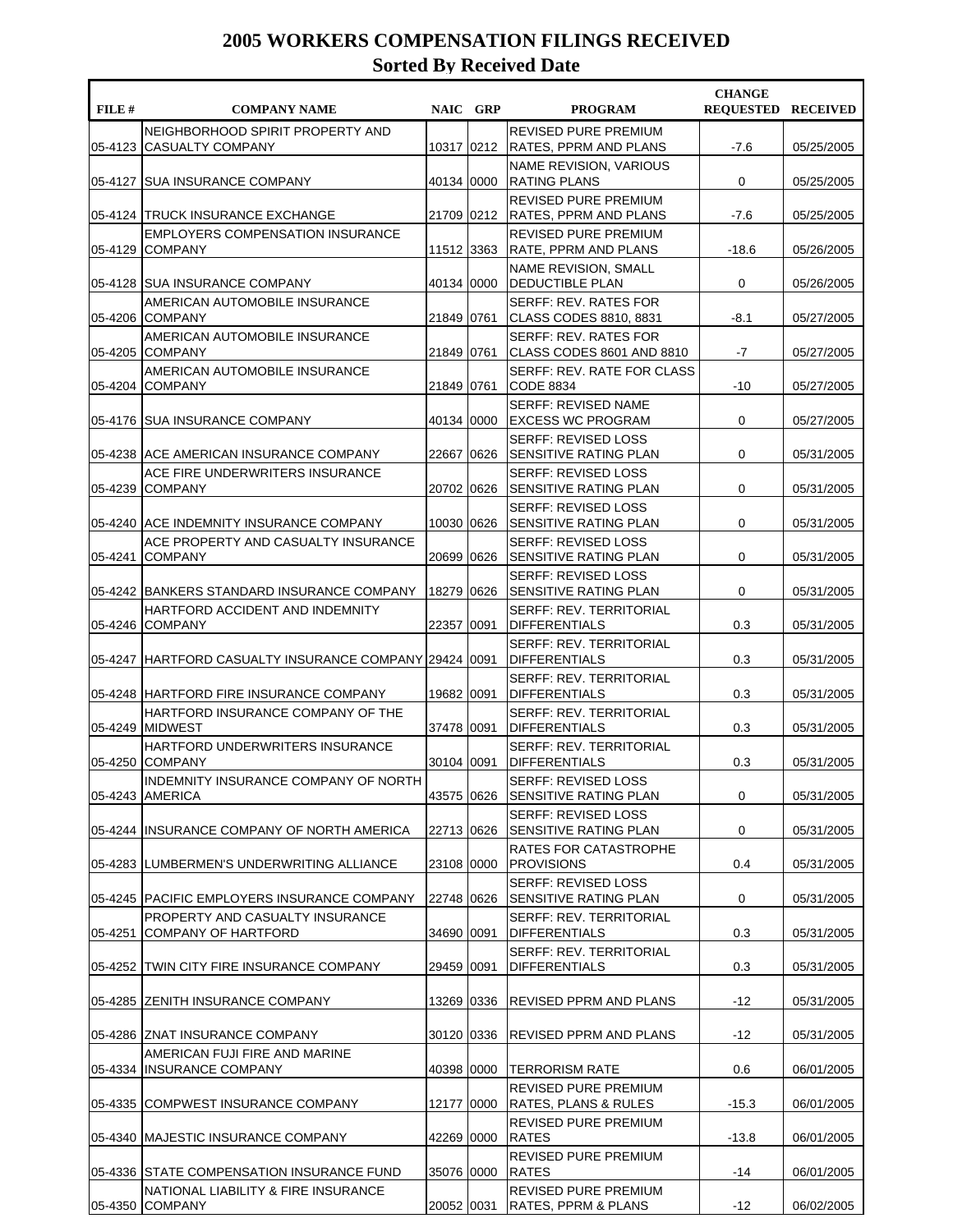# 2005 WORKERS COMPENSATION FILINGS RECEIVED

## Sorted By Received Date

| FILE # | COMPANY NAME | NAIC | GRP | PROGRAM | CHANGE REQUESTED | RECEIVED |
|---|---|---|---|---|---|---|
| 05-4123 | NEIGHBORHOOD SPIRIT PROPERTY AND CASUALTY COMPANY | 10317 | 0212 | REVISED PURE PREMIUM RATES, PPRM AND PLANS | -7.6 | 05/25/2005 |
| 05-4127 | SUA INSURANCE COMPANY | 40134 | 0000 | NAME REVISION, VARIOUS RATING PLANS | 0 | 05/25/2005 |
| 05-4124 | TRUCK INSURANCE EXCHANGE | 21709 | 0212 | REVISED PURE PREMIUM RATES, PPRM AND PLANS | -7.6 | 05/25/2005 |
| 05-4129 | EMPLOYERS COMPENSATION INSURANCE COMPANY | 11512 | 3363 | REVISED PURE PREMIUM RATE, PPRM AND PLANS | -18.6 | 05/26/2005 |
| 05-4128 | SUA INSURANCE COMPANY | 40134 | 0000 | NAME REVISION, SMALL DEDUCTIBLE PLAN | 0 | 05/26/2005 |
| 05-4206 | AMERICAN AUTOMOBILE INSURANCE COMPANY | 21849 | 0761 | SERFF: REV. RATES FOR CLASS CODES 8810, 8831 | -8.1 | 05/27/2005 |
| 05-4205 | AMERICAN AUTOMOBILE INSURANCE COMPANY | 21849 | 0761 | SERFF: REV. RATES FOR CLASS CODES 8601 AND 8810 | -7 | 05/27/2005 |
| 05-4204 | AMERICAN AUTOMOBILE INSURANCE COMPANY | 21849 | 0761 | SERFF: REV. RATE FOR CLASS CODE 8834 | -10 | 05/27/2005 |
| 05-4176 | SUA INSURANCE COMPANY | 40134 | 0000 | SERFF: REVISED NAME EXCESS WC PROGRAM | 0 | 05/27/2005 |
| 05-4238 | ACE AMERICAN INSURANCE COMPANY | 22667 | 0626 | SERFF: REVISED LOSS SENSITIVE RATING PLAN | 0 | 05/31/2005 |
| 05-4239 | ACE FIRE UNDERWRITERS INSURANCE COMPANY | 20702 | 0626 | SERFF: REVISED LOSS SENSITIVE RATING PLAN | 0 | 05/31/2005 |
| 05-4240 | ACE INDEMNITY INSURANCE COMPANY | 10030 | 0626 | SERFF: REVISED LOSS SENSITIVE RATING PLAN | 0 | 05/31/2005 |
| 05-4241 | ACE PROPERTY AND CASUALTY INSURANCE COMPANY | 20699 | 0626 | SERFF: REVISED LOSS SENSITIVE RATING PLAN | 0 | 05/31/2005 |
| 05-4242 | BANKERS STANDARD INSURANCE COMPANY | 18279 | 0626 | SERFF: REVISED LOSS SENSITIVE RATING PLAN | 0 | 05/31/2005 |
| 05-4246 | HARTFORD ACCIDENT AND INDEMNITY COMPANY | 22357 | 0091 | SERFF: REV. TERRITORIAL DIFFERENTIALS | 0.3 | 05/31/2005 |
| 05-4247 | HARTFORD CASUALTY INSURANCE COMPANY | 29424 | 0091 | SERFF: REV. TERRITORIAL DIFFERENTIALS | 0.3 | 05/31/2005 |
| 05-4248 | HARTFORD FIRE INSURANCE COMPANY | 19682 | 0091 | SERFF: REV. TERRITORIAL DIFFERENTIALS | 0.3 | 05/31/2005 |
| 05-4249 | HARTFORD INSURANCE COMPANY OF THE MIDWEST | 37478 | 0091 | SERFF: REV. TERRITORIAL DIFFERENTIALS | 0.3 | 05/31/2005 |
| 05-4250 | HARTFORD UNDERWRITERS INSURANCE COMPANY | 30104 | 0091 | SERFF: REV. TERRITORIAL DIFFERENTIALS | 0.3 | 05/31/2005 |
| 05-4243 | INDEMNITY INSURANCE COMPANY OF NORTH AMERICA | 43575 | 0626 | SERFF: REVISED LOSS SENSITIVE RATING PLAN | 0 | 05/31/2005 |
| 05-4244 | INSURANCE COMPANY OF NORTH AMERICA | 22713 | 0626 | SERFF: REVISED LOSS SENSITIVE RATING PLAN | 0 | 05/31/2005 |
| 05-4283 | LUMBERMEN'S UNDERWRITING ALLIANCE | 23108 | 0000 | RATES FOR CATASTROPHE PROVISIONS | 0.4 | 05/31/2005 |
| 05-4245 | PACIFIC EMPLOYERS INSURANCE COMPANY | 22748 | 0626 | SERFF: REVISED LOSS SENSITIVE RATING PLAN | 0 | 05/31/2005 |
| 05-4251 | PROPERTY AND CASUALTY INSURANCE COMPANY OF HARTFORD | 34690 | 0091 | SERFF: REV. TERRITORIAL DIFFERENTIALS | 0.3 | 05/31/2005 |
| 05-4252 | TWIN CITY FIRE INSURANCE COMPANY | 29459 | 0091 | SERFF: REV. TERRITORIAL DIFFERENTIALS | 0.3 | 05/31/2005 |
| 05-4285 | ZENITH INSURANCE COMPANY | 13269 | 0336 | REVISED PPRM AND PLANS | -12 | 05/31/2005 |
| 05-4286 | ZNAT INSURANCE COMPANY | 30120 | 0336 | REVISED PPRM AND PLANS | -12 | 05/31/2005 |
| 05-4334 | AMERICAN FUJI FIRE AND MARINE INSURANCE COMPANY | 40398 | 0000 | TERRORISM RATE | 0.6 | 06/01/2005 |
| 05-4335 | COMPWEST INSURANCE COMPANY | 12177 | 0000 | REVISED PURE PREMIUM RATES, PLANS & RULES | -15.3 | 06/01/2005 |
| 05-4340 | MAJESTIC INSURANCE COMPANY | 42269 | 0000 | REVISED PURE PREMIUM RATES | -13.8 | 06/01/2005 |
| 05-4336 | STATE COMPENSATION INSURANCE FUND | 35076 | 0000 | REVISED PURE PREMIUM RATES | -14 | 06/01/2005 |
| 05-4350 | NATIONAL LIABILITY & FIRE INSURANCE COMPANY | 20052 | 0031 | REVISED PURE PREMIUM RATES, PPRM & PLANS | -12 | 06/02/2005 |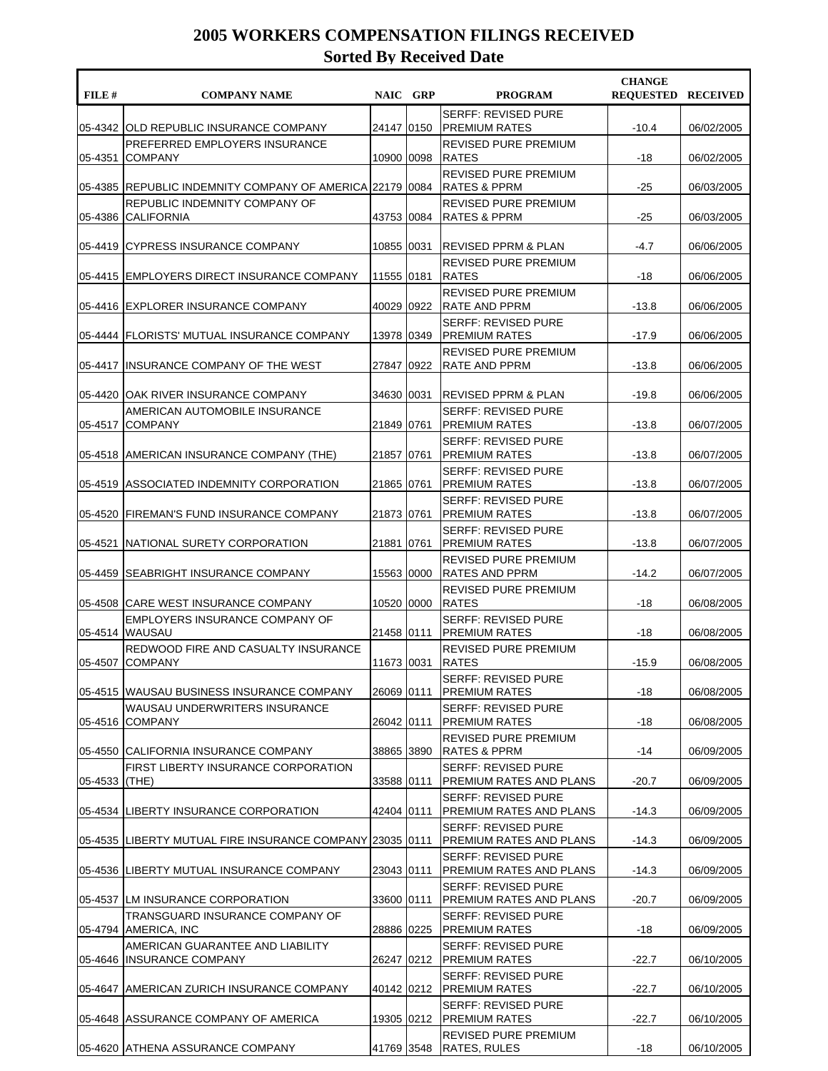# 2005 WORKERS COMPENSATION FILINGS RECEIVED

## Sorted By Received Date

| FILE # | COMPANY NAME | NAIC | GRP | PROGRAM | CHANGE REQUESTED | RECEIVED |
|---|---|---|---|---|---|---|
| 05-4342 | OLD REPUBLIC INSURANCE COMPANY | 24147 | 0150 | SERFF: REVISED PURE PREMIUM RATES | -10.4 | 06/02/2005 |
| 05-4351 | PREFERRED EMPLOYERS INSURANCE COMPANY | 10900 | 0098 | REVISED PURE PREMIUM RATES | -18 | 06/02/2005 |
| 05-4385 | REPUBLIC INDEMNITY COMPANY OF AMERICA | 22179 | 0084 | REVISED PURE PREMIUM RATES & PPRM | -25 | 06/03/2005 |
| 05-4386 | REPUBLIC INDEMNITY COMPANY OF CALIFORNIA | 43753 | 0084 | REVISED PURE PREMIUM RATES & PPRM | -25 | 06/03/2005 |
| 05-4419 | CYPRESS INSURANCE COMPANY | 10855 | 0031 | REVISED PPRM & PLAN | -4.7 | 06/06/2005 |
| 05-4415 | EMPLOYERS DIRECT INSURANCE COMPANY | 11555 | 0181 | REVISED PURE PREMIUM RATES | -18 | 06/06/2005 |
| 05-4416 | EXPLORER INSURANCE COMPANY | 40029 | 0922 | REVISED PURE PREMIUM RATE AND PPRM | -13.8 | 06/06/2005 |
| 05-4444 | FLORISTS' MUTUAL INSURANCE COMPANY | 13978 | 0349 | SERFF: REVISED PURE PREMIUM RATES | -17.9 | 06/06/2005 |
| 05-4417 | INSURANCE COMPANY OF THE WEST | 27847 | 0922 | REVISED PURE PREMIUM RATE AND PPRM | -13.8 | 06/06/2005 |
| 05-4420 | OAK RIVER INSURANCE COMPANY | 34630 | 0031 | REVISED PPRM & PLAN | -19.8 | 06/06/2005 |
| 05-4517 | AMERICAN AUTOMOBILE INSURANCE COMPANY | 21849 | 0761 | SERFF: REVISED PURE PREMIUM RATES | -13.8 | 06/07/2005 |
| 05-4518 | AMERICAN INSURANCE COMPANY (THE) | 21857 | 0761 | SERFF: REVISED PURE PREMIUM RATES | -13.8 | 06/07/2005 |
| 05-4519 | ASSOCIATED INDEMNITY CORPORATION | 21865 | 0761 | SERFF: REVISED PURE PREMIUM RATES | -13.8 | 06/07/2005 |
| 05-4520 | FIREMAN'S FUND INSURANCE COMPANY | 21873 | 0761 | SERFF: REVISED PURE PREMIUM RATES | -13.8 | 06/07/2005 |
| 05-4521 | NATIONAL SURETY CORPORATION | 21881 | 0761 | SERFF: REVISED PURE PREMIUM RATES | -13.8 | 06/07/2005 |
| 05-4459 | SEABRIGHT INSURANCE COMPANY | 15563 | 0000 | REVISED PURE PREMIUM RATES AND PPRM | -14.2 | 06/07/2005 |
| 05-4508 | CARE WEST INSURANCE COMPANY | 10520 | 0000 | REVISED PURE PREMIUM RATES | -18 | 06/08/2005 |
| 05-4514 | EMPLOYERS INSURANCE COMPANY OF WAUSAU | 21458 | 0111 | SERFF: REVISED PURE PREMIUM RATES | -18 | 06/08/2005 |
| 05-4507 | REDWOOD FIRE AND CASUALTY INSURANCE COMPANY | 11673 | 0031 | REVISED PURE PREMIUM RATES | -15.9 | 06/08/2005 |
| 05-4515 | WAUSAU BUSINESS INSURANCE COMPANY | 26069 | 0111 | SERFF: REVISED PURE PREMIUM RATES | -18 | 06/08/2005 |
| 05-4516 | WAUSAU UNDERWRITERS INSURANCE COMPANY | 26042 | 0111 | SERFF: REVISED PURE PREMIUM RATES | -18 | 06/08/2005 |
| 05-4550 | CALIFORNIA INSURANCE COMPANY | 38865 | 3890 | REVISED PURE PREMIUM RATES & PPRM | -14 | 06/09/2005 |
| 05-4533 | FIRST LIBERTY INSURANCE CORPORATION (THE) | 33588 | 0111 | SERFF: REVISED PURE PREMIUM RATES AND PLANS | -20.7 | 06/09/2005 |
| 05-4534 | LIBERTY INSURANCE CORPORATION | 42404 | 0111 | SERFF: REVISED PURE PREMIUM RATES AND PLANS | -14.3 | 06/09/2005 |
| 05-4535 | LIBERTY MUTUAL FIRE INSURANCE COMPANY | 23035 | 0111 | SERFF: REVISED PURE PREMIUM RATES AND PLANS | -14.3 | 06/09/2005 |
| 05-4536 | LIBERTY MUTUAL INSURANCE COMPANY | 23043 | 0111 | SERFF: REVISED PURE PREMIUM RATES AND PLANS | -14.3 | 06/09/2005 |
| 05-4537 | LM INSURANCE CORPORATION | 33600 | 0111 | SERFF: REVISED PURE PREMIUM RATES AND PLANS | -20.7 | 06/09/2005 |
| 05-4794 | TRANSGUARD INSURANCE COMPANY OF AMERICA, INC | 28886 | 0225 | SERFF: REVISED PURE PREMIUM RATES | -18 | 06/09/2005 |
| 05-4646 | AMERICAN GUARANTEE AND LIABILITY INSURANCE COMPANY | 26247 | 0212 | SERFF: REVISED PURE PREMIUM RATES | -22.7 | 06/10/2005 |
| 05-4647 | AMERICAN ZURICH INSURANCE COMPANY | 40142 | 0212 | SERFF: REVISED PURE PREMIUM RATES | -22.7 | 06/10/2005 |
| 05-4648 | ASSURANCE COMPANY OF AMERICA | 19305 | 0212 | SERFF: REVISED PURE PREMIUM RATES | -22.7 | 06/10/2005 |
| 05-4620 | ATHENA ASSURANCE COMPANY | 41769 | 3548 | REVISED PURE PREMIUM RATES, RULES | -18 | 06/10/2005 |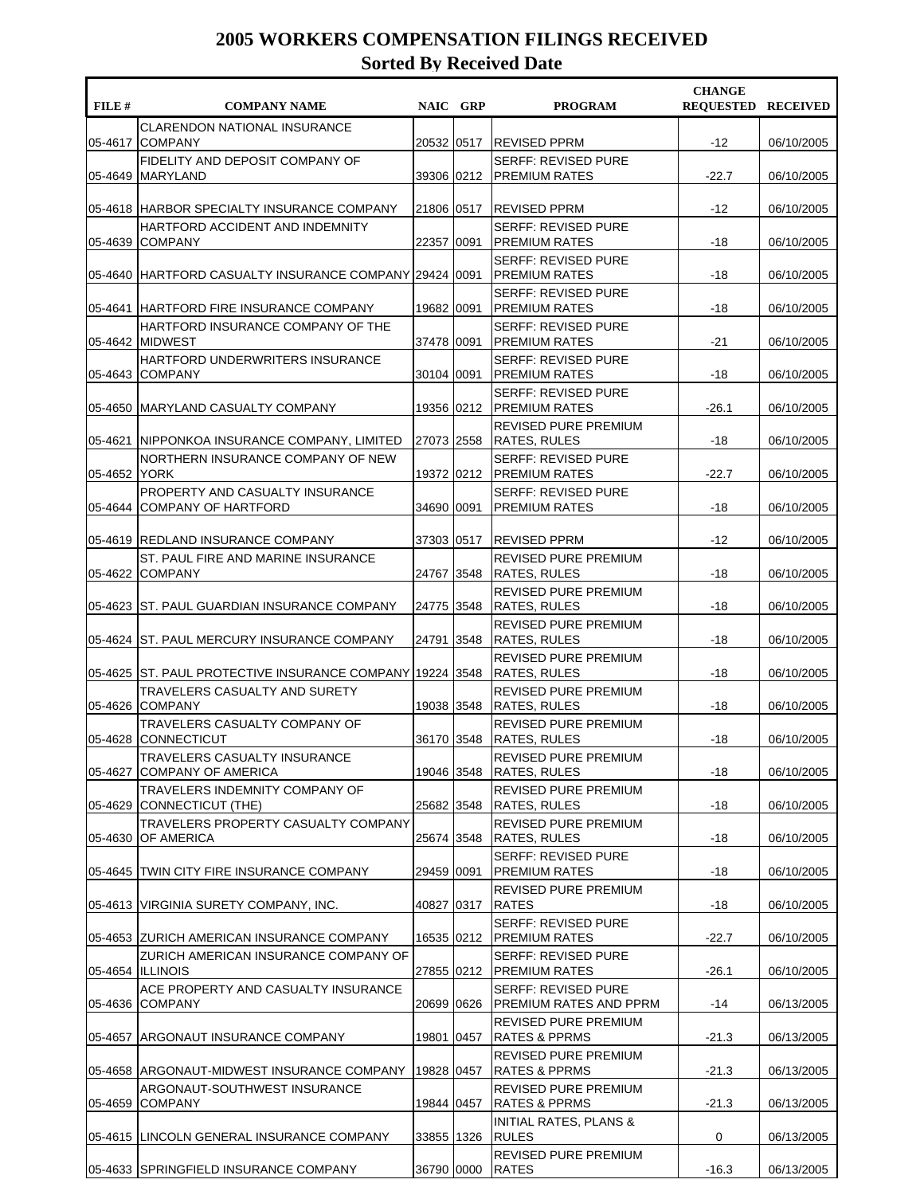# 2005 WORKERS COMPENSATION FILINGS RECEIVED
## Sorted By Received Date

| FILE # | COMPANY NAME | NAIC | GRP | PROGRAM | CHANGE REQUESTED | RECEIVED |
|---|---|---|---|---|---|---|
| 05-4617 | CLARENDON NATIONAL INSURANCE COMPANY | 20532 | 0517 | REVISED PPRM | -12 | 06/10/2005 |
| 05-4649 | FIDELITY AND DEPOSIT COMPANY OF MARYLAND | 39306 | 0212 | SERFF: REVISED PURE PREMIUM RATES | -22.7 | 06/10/2005 |
| 05-4618 | HARBOR SPECIALTY INSURANCE COMPANY | 21806 | 0517 | REVISED PPRM | -12 | 06/10/2005 |
| 05-4639 | HARTFORD ACCIDENT AND INDEMNITY COMPANY | 22357 | 0091 | SERFF: REVISED PURE PREMIUM RATES | -18 | 06/10/2005 |
| 05-4640 | HARTFORD CASUALTY INSURANCE COMPANY | 29424 | 0091 | SERFF: REVISED PURE PREMIUM RATES | -18 | 06/10/2005 |
| 05-4641 | HARTFORD FIRE INSURANCE COMPANY | 19682 | 0091 | SERFF: REVISED PURE PREMIUM RATES | -18 | 06/10/2005 |
| 05-4642 | HARTFORD INSURANCE COMPANY OF THE MIDWEST | 37478 | 0091 | SERFF: REVISED PURE PREMIUM RATES | -21 | 06/10/2005 |
| 05-4643 | HARTFORD UNDERWRITERS INSURANCE COMPANY | 30104 | 0091 | SERFF: REVISED PURE PREMIUM RATES | -18 | 06/10/2005 |
| 05-4650 | MARYLAND CASUALTY COMPANY | 19356 | 0212 | SERFF: REVISED PURE PREMIUM RATES | -26.1 | 06/10/2005 |
| 05-4621 | NIPPONKOA INSURANCE COMPANY, LIMITED | 27073 | 2558 | REVISED PURE PREMIUM RATES, RULES | -18 | 06/10/2005 |
| 05-4652 | NORTHERN INSURANCE COMPANY OF NEW YORK | 19372 | 0212 | SERFF: REVISED PURE PREMIUM RATES | -22.7 | 06/10/2005 |
| 05-4644 | PROPERTY AND CASUALTY INSURANCE COMPANY OF HARTFORD | 34690 | 0091 | SERFF: REVISED PURE PREMIUM RATES | -18 | 06/10/2005 |
| 05-4619 | REDLAND INSURANCE COMPANY | 37303 | 0517 | REVISED PPRM | -12 | 06/10/2005 |
| 05-4622 | ST. PAUL FIRE AND MARINE INSURANCE COMPANY | 24767 | 3548 | REVISED PURE PREMIUM RATES, RULES | -18 | 06/10/2005 |
| 05-4623 | ST. PAUL GUARDIAN INSURANCE COMPANY | 24775 | 3548 | REVISED PURE PREMIUM RATES, RULES | -18 | 06/10/2005 |
| 05-4624 | ST. PAUL MERCURY INSURANCE COMPANY | 24791 | 3548 | REVISED PURE PREMIUM RATES, RULES | -18 | 06/10/2005 |
| 05-4625 | ST. PAUL PROTECTIVE INSURANCE COMPANY | 19224 | 3548 | REVISED PURE PREMIUM RATES, RULES | -18 | 06/10/2005 |
| 05-4626 | TRAVELERS CASUALTY AND SURETY COMPANY | 19038 | 3548 | REVISED PURE PREMIUM RATES, RULES | -18 | 06/10/2005 |
| 05-4628 | TRAVELERS CASUALTY COMPANY OF CONNECTICUT | 36170 | 3548 | REVISED PURE PREMIUM RATES, RULES | -18 | 06/10/2005 |
| 05-4627 | TRAVELERS CASUALTY INSURANCE COMPANY OF AMERICA | 19046 | 3548 | REVISED PURE PREMIUM RATES, RULES | -18 | 06/10/2005 |
| 05-4629 | TRAVELERS INDEMNITY COMPANY OF CONNECTICUT (THE) | 25682 | 3548 | REVISED PURE PREMIUM RATES, RULES | -18 | 06/10/2005 |
| 05-4630 | TRAVELERS PROPERTY CASUALTY COMPANY OF AMERICA | 25674 | 3548 | REVISED PURE PREMIUM RATES, RULES | -18 | 06/10/2005 |
| 05-4645 | TWIN CITY FIRE INSURANCE COMPANY | 29459 | 0091 | SERFF: REVISED PURE PREMIUM RATES | -18 | 06/10/2005 |
| 05-4613 | VIRGINIA SURETY COMPANY, INC. | 40827 | 0317 | REVISED PURE PREMIUM RATES | -18 | 06/10/2005 |
| 05-4653 | ZURICH AMERICAN INSURANCE COMPANY | 16535 | 0212 | SERFF: REVISED PURE PREMIUM RATES | -22.7 | 06/10/2005 |
| 05-4654 | ZURICH AMERICAN INSURANCE COMPANY OF ILLINOIS | 27855 | 0212 | SERFF: REVISED PURE PREMIUM RATES | -26.1 | 06/10/2005 |
| 05-4636 | ACE PROPERTY AND CASUALTY INSURANCE COMPANY | 20699 | 0626 | SERFF: REVISED PURE PREMIUM RATES AND PPRM | -14 | 06/13/2005 |
| 05-4657 | ARGONAUT INSURANCE COMPANY | 19801 | 0457 | REVISED PURE PREMIUM RATES & PPRMS | -21.3 | 06/13/2005 |
| 05-4658 | ARGONAUT-MIDWEST INSURANCE COMPANY | 19828 | 0457 | REVISED PURE PREMIUM RATES & PPRMS | -21.3 | 06/13/2005 |
| 05-4659 | ARGONAUT-SOUTHWEST INSURANCE COMPANY | 19844 | 0457 | REVISED PURE PREMIUM RATES & PPRMS | -21.3 | 06/13/2005 |
| 05-4615 | LINCOLN GENERAL INSURANCE COMPANY | 33855 | 1326 | INITIAL RATES, PLANS & RULES | 0 | 06/13/2005 |
| 05-4633 | SPRINGFIELD INSURANCE COMPANY | 36790 | 0000 | REVISED PURE PREMIUM RATES | -16.3 | 06/13/2005 |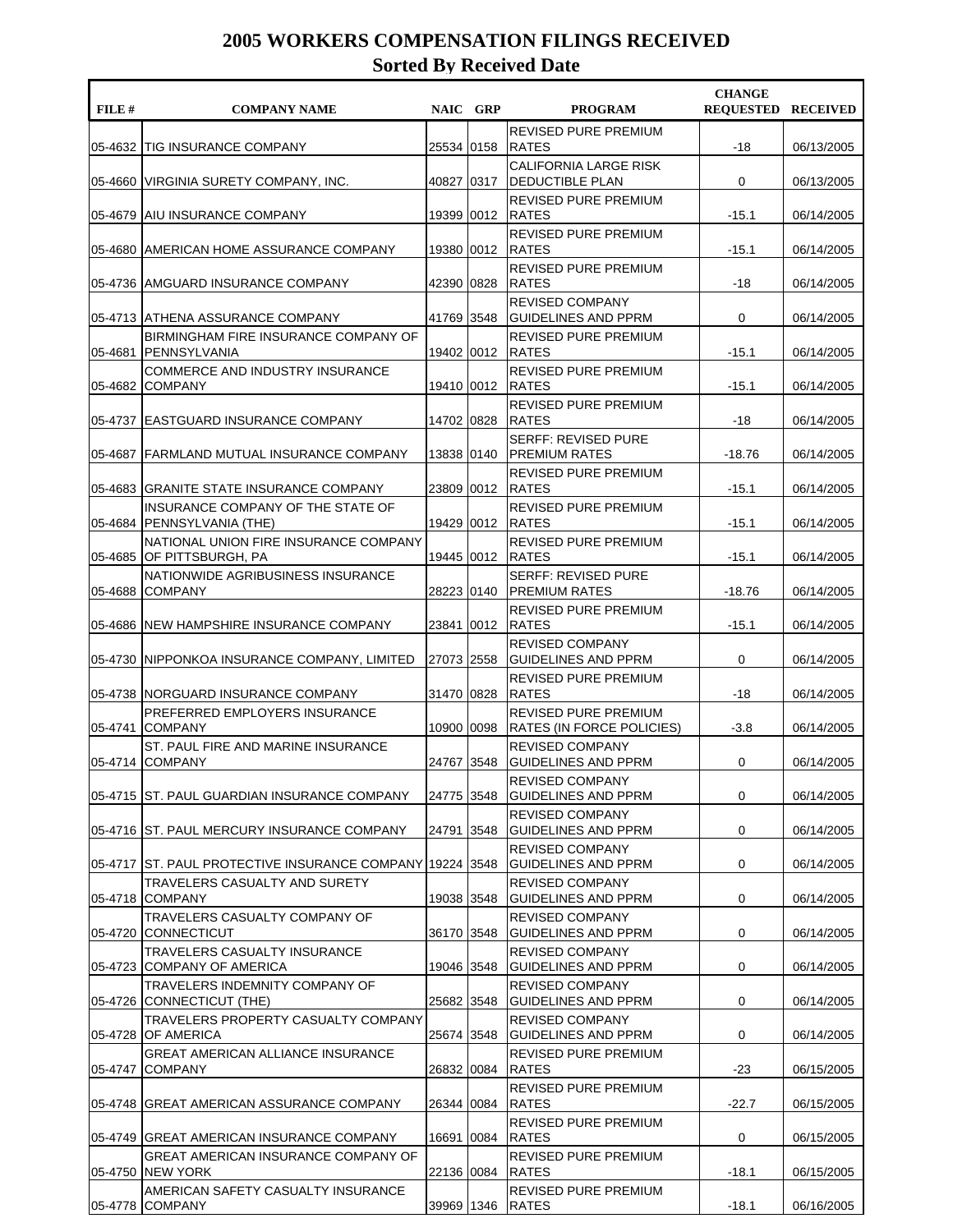# 2005 WORKERS COMPENSATION FILINGS RECEIVED

## Sorted By Received Date

| FILE # | COMPANY NAME | NAIC | GRP | PROGRAM | CHANGE REQUESTED | RECEIVED |
|---|---|---|---|---|---|---|
| 05-4632 | TIG INSURANCE COMPANY | 25534 | 0158 | REVISED PURE PREMIUM RATES | -18 | 06/13/2005 |
| 05-4660 | VIRGINIA SURETY COMPANY, INC. | 40827 | 0317 | CALIFORNIA LARGE RISK DEDUCTIBLE PLAN | 0 | 06/13/2005 |
| 05-4679 | AIU INSURANCE COMPANY | 19399 | 0012 | REVISED PURE PREMIUM RATES | -15.1 | 06/14/2005 |
| 05-4680 | AMERICAN HOME ASSURANCE COMPANY | 19380 | 0012 | REVISED PURE PREMIUM RATES | -15.1 | 06/14/2005 |
| 05-4736 | AMGUARD INSURANCE COMPANY | 42390 | 0828 | REVISED PURE PREMIUM RATES | -18 | 06/14/2005 |
| 05-4713 | ATHENA ASSURANCE COMPANY | 41769 | 3548 | REVISED COMPANY GUIDELINES AND PPRM | 0 | 06/14/2005 |
| 05-4681 | BIRMINGHAM FIRE INSURANCE COMPANY OF PENNSYLVANIA | 19402 | 0012 | REVISED PURE PREMIUM RATES | -15.1 | 06/14/2005 |
| 05-4682 | COMMERCE AND INDUSTRY INSURANCE COMPANY | 19410 | 0012 | REVISED PURE PREMIUM RATES | -15.1 | 06/14/2005 |
| 05-4737 | EASTGUARD INSURANCE COMPANY | 14702 | 0828 | REVISED PURE PREMIUM RATES | -18 | 06/14/2005 |
| 05-4687 | FARMLAND MUTUAL INSURANCE COMPANY | 13838 | 0140 | SERFF: REVISED PURE PREMIUM RATES | -18.76 | 06/14/2005 |
| 05-4683 | GRANITE STATE INSURANCE COMPANY | 23809 | 0012 | REVISED PURE PREMIUM RATES | -15.1 | 06/14/2005 |
| 05-4684 | INSURANCE COMPANY OF THE STATE OF PENNSYLVANIA (THE) | 19429 | 0012 | REVISED PURE PREMIUM RATES | -15.1 | 06/14/2005 |
| 05-4685 | NATIONAL UNION FIRE INSURANCE COMPANY OF PITTSBURGH, PA | 19445 | 0012 | REVISED PURE PREMIUM RATES | -15.1 | 06/14/2005 |
| 05-4688 | NATIONWIDE AGRIBUSINESS INSURANCE COMPANY | 28223 | 0140 | SERFF: REVISED PURE PREMIUM RATES | -18.76 | 06/14/2005 |
| 05-4686 | NEW HAMPSHIRE INSURANCE COMPANY | 23841 | 0012 | REVISED PURE PREMIUM RATES | -15.1 | 06/14/2005 |
| 05-4730 | NIPPONKOA INSURANCE COMPANY, LIMITED | 27073 | 2558 | REVISED COMPANY GUIDELINES AND PPRM | 0 | 06/14/2005 |
| 05-4738 | NORGUARD INSURANCE COMPANY | 31470 | 0828 | REVISED PURE PREMIUM RATES | -18 | 06/14/2005 |
| 05-4741 | PREFERRED EMPLOYERS INSURANCE COMPANY | 10900 | 0098 | REVISED PURE PREMIUM RATES (IN FORCE POLICIES) | -3.8 | 06/14/2005 |
| 05-4714 | ST. PAUL FIRE AND MARINE INSURANCE COMPANY | 24767 | 3548 | REVISED COMPANY GUIDELINES AND PPRM | 0 | 06/14/2005 |
| 05-4715 | ST. PAUL GUARDIAN INSURANCE COMPANY | 24775 | 3548 | REVISED COMPANY GUIDELINES AND PPRM | 0 | 06/14/2005 |
| 05-4716 | ST. PAUL MERCURY INSURANCE COMPANY | 24791 | 3548 | REVISED COMPANY GUIDELINES AND PPRM | 0 | 06/14/2005 |
| 05-4717 | ST. PAUL PROTECTIVE INSURANCE COMPANY | 19224 | 3548 | REVISED COMPANY GUIDELINES AND PPRM | 0 | 06/14/2005 |
| 05-4718 | TRAVELERS CASUALTY AND SURETY COMPANY | 19038 | 3548 | REVISED COMPANY GUIDELINES AND PPRM | 0 | 06/14/2005 |
| 05-4720 | TRAVELERS CASUALTY COMPANY OF CONNECTICUT | 36170 | 3548 | REVISED COMPANY GUIDELINES AND PPRM | 0 | 06/14/2005 |
| 05-4723 | TRAVELERS CASUALTY INSURANCE COMPANY OF AMERICA | 19046 | 3548 | REVISED COMPANY GUIDELINES AND PPRM | 0 | 06/14/2005 |
| 05-4726 | TRAVELERS INDEMNITY COMPANY OF CONNECTICUT (THE) | 25682 | 3548 | REVISED COMPANY GUIDELINES AND PPRM | 0 | 06/14/2005 |
| 05-4728 | TRAVELERS PROPERTY CASUALTY COMPANY OF AMERICA | 25674 | 3548 | REVISED COMPANY GUIDELINES AND PPRM | 0 | 06/14/2005 |
| 05-4747 | GREAT AMERICAN ALLIANCE INSURANCE COMPANY | 26832 | 0084 | REVISED PURE PREMIUM RATES | -23 | 06/15/2005 |
| 05-4748 | GREAT AMERICAN ASSURANCE COMPANY | 26344 | 0084 | REVISED PURE PREMIUM RATES | -22.7 | 06/15/2005 |
| 05-4749 | GREAT AMERICAN INSURANCE COMPANY | 16691 | 0084 | REVISED PURE PREMIUM RATES | 0 | 06/15/2005 |
| 05-4750 | GREAT AMERICAN INSURANCE COMPANY OF NEW YORK | 22136 | 0084 | REVISED PURE PREMIUM RATES | -18.1 | 06/15/2005 |
| 05-4778 | AMERICAN SAFETY CASUALTY INSURANCE COMPANY | 39969 | 1346 | REVISED PURE PREMIUM RATES | -18.1 | 06/16/2005 |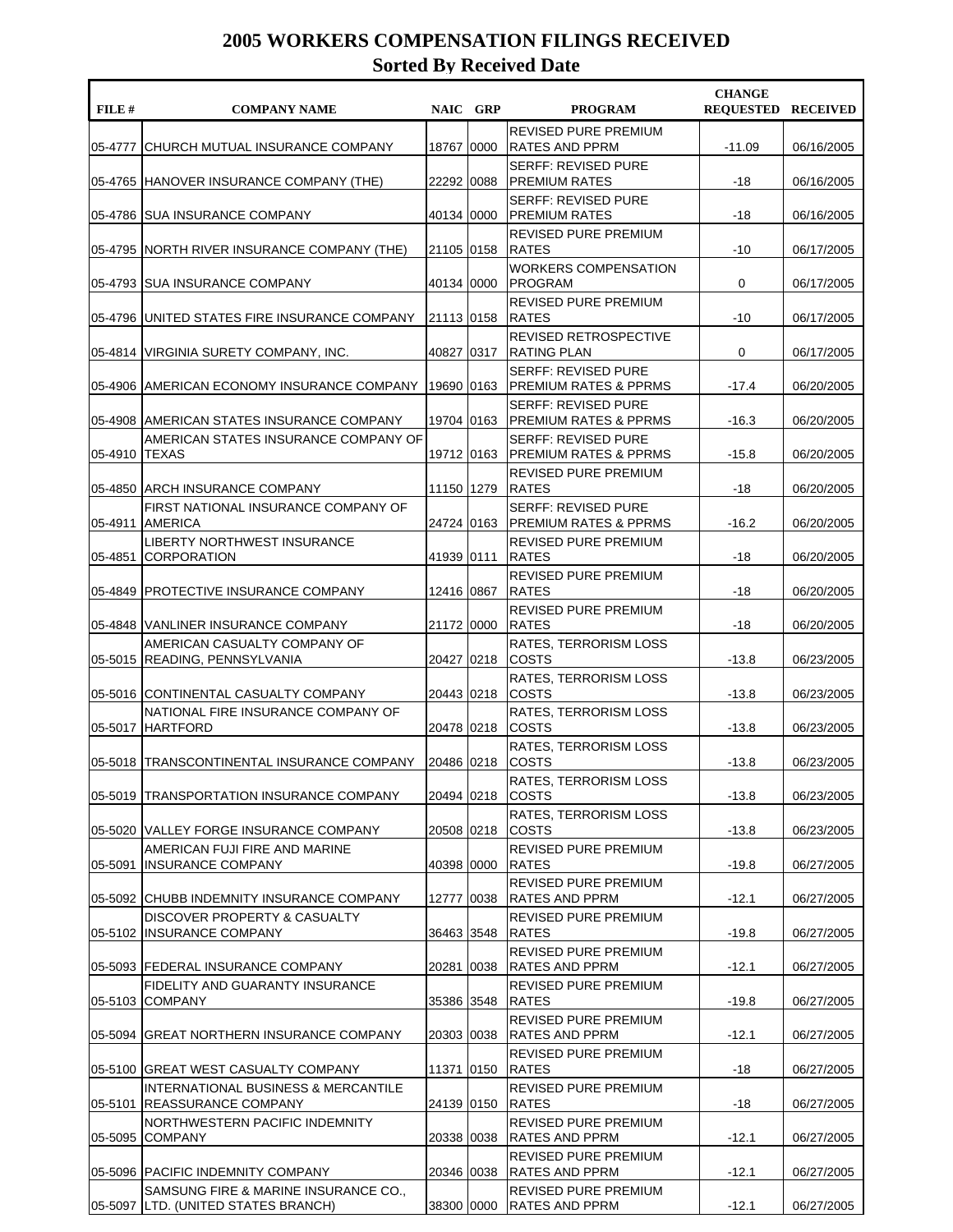# 2005 WORKERS COMPENSATION FILINGS RECEIVED

## Sorted By Received Date

| FILE # | COMPANY NAME | NAIC | GRP | PROGRAM | CHANGE REQUESTED | RECEIVED |
|---|---|---|---|---|---|---|
| 05-4777 | CHURCH MUTUAL INSURANCE COMPANY | 18767 | 0000 | REVISED PURE PREMIUM RATES AND PPRM | -11.09 | 06/16/2005 |
| 05-4765 | HANOVER INSURANCE COMPANY (THE) | 22292 | 0088 | SERFF: REVISED PURE PREMIUM RATES | -18 | 06/16/2005 |
| 05-4786 | SUA INSURANCE COMPANY | 40134 | 0000 | SERFF: REVISED PURE PREMIUM RATES | -18 | 06/16/2005 |
| 05-4795 | NORTH RIVER INSURANCE COMPANY (THE) | 21105 | 0158 | REVISED PURE PREMIUM RATES | -10 | 06/17/2005 |
| 05-4793 | SUA INSURANCE COMPANY | 40134 | 0000 | WORKERS COMPENSATION PROGRAM | 0 | 06/17/2005 |
| 05-4796 | UNITED STATES FIRE INSURANCE COMPANY | 21113 | 0158 | REVISED PURE PREMIUM RATES | -10 | 06/17/2005 |
| 05-4814 | VIRGINIA SURETY COMPANY, INC. | 40827 | 0317 | REVISED RETROSPECTIVE RATING PLAN | 0 | 06/17/2005 |
| 05-4906 | AMERICAN ECONOMY INSURANCE COMPANY | 19690 | 0163 | SERFF: REVISED PURE PREMIUM RATES & PPRMS | -17.4 | 06/20/2005 |
| 05-4908 | AMERICAN STATES INSURANCE COMPANY | 19704 | 0163 | SERFF: REVISED PURE PREMIUM RATES & PPRMS | -16.3 | 06/20/2005 |
| 05-4910 | AMERICAN STATES INSURANCE COMPANY OF TEXAS | 19712 | 0163 | SERFF: REVISED PURE PREMIUM RATES & PPRMS | -15.8 | 06/20/2005 |
| 05-4850 | ARCH INSURANCE COMPANY | 11150 | 1279 | REVISED PURE PREMIUM RATES | -18 | 06/20/2005 |
| 05-4911 | FIRST NATIONAL INSURANCE COMPANY OF AMERICA | 24724 | 0163 | SERFF: REVISED PURE PREMIUM RATES & PPRMS | -16.2 | 06/20/2005 |
| 05-4851 | LIBERTY NORTHWEST INSURANCE CORPORATION | 41939 | 0111 | REVISED PURE PREMIUM RATES | -18 | 06/20/2005 |
| 05-4849 | PROTECTIVE INSURANCE COMPANY | 12416 | 0867 | REVISED PURE PREMIUM RATES | -18 | 06/20/2005 |
| 05-4848 | VANLINER INSURANCE COMPANY | 21172 | 0000 | REVISED PURE PREMIUM RATES | -18 | 06/20/2005 |
| 05-5015 | AMERICAN CASUALTY COMPANY OF READING, PENNSYLVANIA | 20427 | 0218 | RATES, TERRORISM LOSS COSTS | -13.8 | 06/23/2005 |
| 05-5016 | CONTINENTAL CASUALTY COMPANY | 20443 | 0218 | RATES, TERRORISM LOSS COSTS | -13.8 | 06/23/2005 |
| 05-5017 | NATIONAL FIRE INSURANCE COMPANY OF HARTFORD | 20478 | 0218 | RATES, TERRORISM LOSS COSTS | -13.8 | 06/23/2005 |
| 05-5018 | TRANSCONTINENTAL INSURANCE COMPANY | 20486 | 0218 | RATES, TERRORISM LOSS COSTS | -13.8 | 06/23/2005 |
| 05-5019 | TRANSPORTATION INSURANCE COMPANY | 20494 | 0218 | RATES, TERRORISM LOSS COSTS | -13.8 | 06/23/2005 |
| 05-5020 | VALLEY FORGE INSURANCE COMPANY | 20508 | 0218 | RATES, TERRORISM LOSS COSTS | -13.8 | 06/23/2005 |
| 05-5091 | AMERICAN FUJI FIRE AND MARINE INSURANCE COMPANY | 40398 | 0000 | REVISED PURE PREMIUM RATES | -19.8 | 06/27/2005 |
| 05-5092 | CHUBB INDEMNITY INSURANCE COMPANY | 12777 | 0038 | REVISED PURE PREMIUM RATES AND PPRM | -12.1 | 06/27/2005 |
| 05-5102 | DISCOVER PROPERTY & CASUALTY INSURANCE COMPANY | 36463 | 3548 | REVISED PURE PREMIUM RATES | -19.8 | 06/27/2005 |
| 05-5093 | FEDERAL INSURANCE COMPANY | 20281 | 0038 | REVISED PURE PREMIUM RATES AND PPRM | -12.1 | 06/27/2005 |
| 05-5103 | FIDELITY AND GUARANTY INSURANCE COMPANY | 35386 | 3548 | REVISED PURE PREMIUM RATES | -19.8 | 06/27/2005 |
| 05-5094 | GREAT NORTHERN INSURANCE COMPANY | 20303 | 0038 | REVISED PURE PREMIUM RATES AND PPRM | -12.1 | 06/27/2005 |
| 05-5100 | GREAT WEST CASUALTY COMPANY | 11371 | 0150 | REVISED PURE PREMIUM RATES | -18 | 06/27/2005 |
| 05-5101 | INTERNATIONAL BUSINESS & MERCANTILE REASSURANCE COMPANY | 24139 | 0150 | REVISED PURE PREMIUM RATES | -18 | 06/27/2005 |
| 05-5095 | NORTHWESTERN PACIFIC INDEMNITY COMPANY | 20338 | 0038 | REVISED PURE PREMIUM RATES AND PPRM | -12.1 | 06/27/2005 |
| 05-5096 | PACIFIC INDEMNITY COMPANY | 20346 | 0038 | REVISED PURE PREMIUM RATES AND PPRM | -12.1 | 06/27/2005 |
| 05-5097 | SAMSUNG FIRE & MARINE INSURANCE CO., LTD. (UNITED STATES BRANCH) | 38300 | 0000 | REVISED PURE PREMIUM RATES AND PPRM | -12.1 | 06/27/2005 |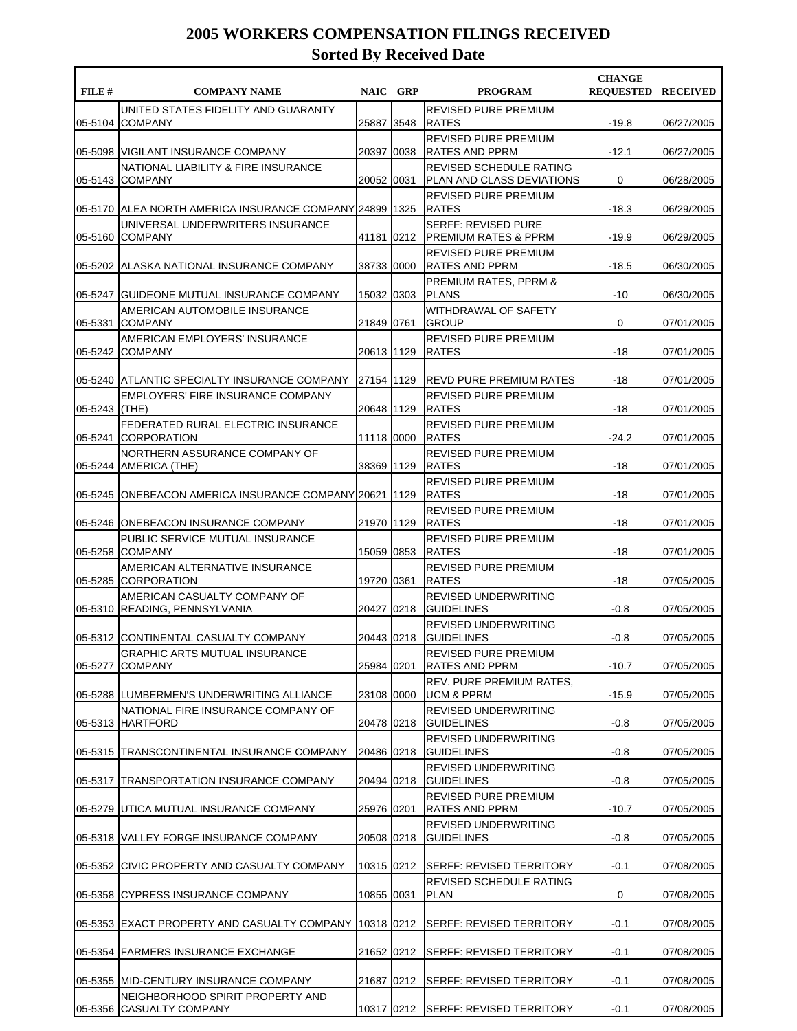# 2005 WORKERS COMPENSATION FILINGS RECEIVED

## Sorted By Received Date

| FILE # | COMPANY NAME | NAIC | GRP | PROGRAM | CHANGE REQUESTED | RECEIVED |
|---|---|---|---|---|---|---|
| 05-5104 | UNITED STATES FIDELITY AND GUARANTY COMPANY | 25887 | 3548 | REVISED PURE PREMIUM RATES | -19.8 | 06/27/2005 |
| 05-5098 | VIGILANT INSURANCE COMPANY | 20397 | 0038 | REVISED PURE PREMIUM RATES AND PPRM | -12.1 | 06/27/2005 |
| 05-5143 | NATIONAL LIABILITY & FIRE INSURANCE COMPANY | 20052 | 0031 | REVISED SCHEDULE RATING PLAN AND CLASS DEVIATIONS | 0 | 06/28/2005 |
| 05-5170 | ALEA NORTH AMERICA INSURANCE COMPANY | 24899 | 1325 | REVISED PURE PREMIUM RATES | -18.3 | 06/29/2005 |
| 05-5160 | UNIVERSAL UNDERWRITERS INSURANCE COMPANY | 41181 | 0212 | SERFF: REVISED PURE PREMIUM RATES & PPRM | -19.9 | 06/29/2005 |
| 05-5202 | ALASKA NATIONAL INSURANCE COMPANY | 38733 | 0000 | REVISED PURE PREMIUM RATES AND PPRM | -18.5 | 06/30/2005 |
| 05-5247 | GUIDEONE MUTUAL INSURANCE COMPANY | 15032 | 0303 | PREMIUM RATES, PPRM & PLANS | -10 | 06/30/2005 |
| 05-5331 | AMERICAN AUTOMOBILE INSURANCE COMPANY | 21849 | 0761 | WITHDRAWAL OF SAFETY GROUP | 0 | 07/01/2005 |
| 05-5242 | AMERICAN EMPLOYERS' INSURANCE COMPANY | 20613 | 1129 | REVISED PURE PREMIUM RATES | -18 | 07/01/2005 |
| 05-5240 | ATLANTIC SPECIALTY INSURANCE COMPANY | 27154 | 1129 | REVD PURE PREMIUM RATES | -18 | 07/01/2005 |
| 05-5243 | EMPLOYERS' FIRE INSURANCE COMPANY (THE) | 20648 | 1129 | REVISED PURE PREMIUM RATES | -18 | 07/01/2005 |
| 05-5241 | FEDERATED RURAL ELECTRIC INSURANCE CORPORATION | 11118 | 0000 | REVISED PURE PREMIUM RATES | -24.2 | 07/01/2005 |
| 05-5244 | NORTHERN ASSURANCE COMPANY OF AMERICA (THE) | 38369 | 1129 | REVISED PURE PREMIUM RATES | -18 | 07/01/2005 |
| 05-5245 | ONEBEACON AMERICA INSURANCE COMPANY | 20621 | 1129 | REVISED PURE PREMIUM RATES | -18 | 07/01/2005 |
| 05-5246 | ONEBEACON INSURANCE COMPANY | 21970 | 1129 | REVISED PURE PREMIUM RATES | -18 | 07/01/2005 |
| 05-5258 | PUBLIC SERVICE MUTUAL INSURANCE COMPANY | 15059 | 0853 | REVISED PURE PREMIUM RATES | -18 | 07/01/2005 |
| 05-5285 | AMERICAN ALTERNATIVE INSURANCE CORPORATION | 19720 | 0361 | REVISED PURE PREMIUM RATES | -18 | 07/05/2005 |
| 05-5310 | AMERICAN CASUALTY COMPANY OF READING, PENNSYLVANIA | 20427 | 0218 | REVISED UNDERWRITING GUIDELINES | -0.8 | 07/05/2005 |
| 05-5312 | CONTINENTAL CASUALTY COMPANY | 20443 | 0218 | REVISED UNDERWRITING GUIDELINES | -0.8 | 07/05/2005 |
| 05-5277 | GRAPHIC ARTS MUTUAL INSURANCE COMPANY | 25984 | 0201 | REVISED PURE PREMIUM RATES AND PPRM | -10.7 | 07/05/2005 |
| 05-5288 | LUMBERMEN'S UNDERWRITING ALLIANCE | 23108 | 0000 | REV. PURE PREMIUM RATES, UCM & PPRM | -15.9 | 07/05/2005 |
| 05-5313 | NATIONAL FIRE INSURANCE COMPANY OF HARTFORD | 20478 | 0218 | REVISED UNDERWRITING GUIDELINES | -0.8 | 07/05/2005 |
| 05-5315 | TRANSCONTINENTAL INSURANCE COMPANY | 20486 | 0218 | REVISED UNDERWRITING GUIDELINES | -0.8 | 07/05/2005 |
| 05-5317 | TRANSPORTATION INSURANCE COMPANY | 20494 | 0218 | REVISED UNDERWRITING GUIDELINES | -0.8 | 07/05/2005 |
| 05-5279 | UTICA MUTUAL INSURANCE COMPANY | 25976 | 0201 | REVISED PURE PREMIUM RATES AND PPRM | -10.7 | 07/05/2005 |
| 05-5318 | VALLEY FORGE INSURANCE COMPANY | 20508 | 0218 | REVISED UNDERWRITING GUIDELINES | -0.8 | 07/05/2005 |
| 05-5352 | CIVIC PROPERTY AND CASUALTY COMPANY | 10315 | 0212 | SERFF: REVISED TERRITORY | -0.1 | 07/08/2005 |
| 05-5358 | CYPRESS INSURANCE COMPANY | 10855 | 0031 | REVISED SCHEDULE RATING PLAN | 0 | 07/08/2005 |
| 05-5353 | EXACT PROPERTY AND CASUALTY COMPANY | 10318 | 0212 | SERFF: REVISED TERRITORY | -0.1 | 07/08/2005 |
| 05-5354 | FARMERS INSURANCE EXCHANGE | 21652 | 0212 | SERFF: REVISED TERRITORY | -0.1 | 07/08/2005 |
| 05-5355 | MID-CENTURY INSURANCE COMPANY | 21687 | 0212 | SERFF: REVISED TERRITORY | -0.1 | 07/08/2005 |
| 05-5356 | NEIGHBORHOOD SPIRIT PROPERTY AND CASUALTY COMPANY | 10317 | 0212 | SERFF: REVISED TERRITORY | -0.1 | 07/08/2005 |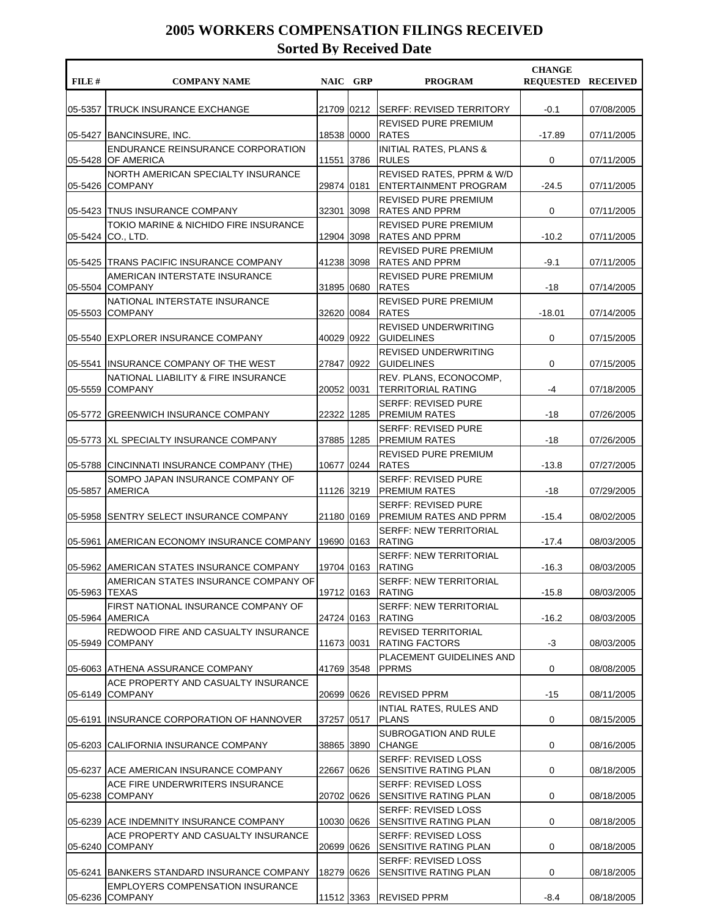# 2005 WORKERS COMPENSATION FILINGS RECEIVED

## Sorted By Received Date

| FILE # | COMPANY NAME | NAIC | GRP | PROGRAM | CHANGE REQUESTED | RECEIVED |
|---|---|---|---|---|---|---|
| 05-5357 | TRUCK INSURANCE EXCHANGE | 21709 | 0212 | SERFF: REVISED TERRITORY | -0.1 | 07/08/2005 |
| 05-5427 | BANCINSURE, INC. | 18538 | 0000 | REVISED PURE PREMIUM RATES | -17.89 | 07/11/2005 |
| 05-5428 | ENDURANCE REINSURANCE CORPORATION OF AMERICA | 11551 | 3786 | INITIAL RATES, PLANS & RULES | 0 | 07/11/2005 |
| 05-5426 | NORTH AMERICAN SPECIALTY INSURANCE COMPANY | 29874 | 0181 | REVISED RATES, PPRM & W/D ENTERTAINMENT PROGRAM | -24.5 | 07/11/2005 |
| 05-5423 | TNUS INSURANCE COMPANY | 32301 | 3098 | REVISED PURE PREMIUM RATES AND PPRM | 0 | 07/11/2005 |
| 05-5424 | TOKIO MARINE & NICHIDO FIRE INSURANCE CO., LTD. | 12904 | 3098 | REVISED PURE PREMIUM RATES AND PPRM | -10.2 | 07/11/2005 |
| 05-5425 | TRANS PACIFIC INSURANCE COMPANY | 41238 | 3098 | REVISED PURE PREMIUM RATES AND PPRM | -9.1 | 07/11/2005 |
| 05-5504 | AMERICAN INTERSTATE INSURANCE COMPANY | 31895 | 0680 | REVISED PURE PREMIUM RATES | -18 | 07/14/2005 |
| 05-5503 | NATIONAL INTERSTATE INSURANCE COMPANY | 32620 | 0084 | REVISED PURE PREMIUM RATES | -18.01 | 07/14/2005 |
| 05-5540 | EXPLORER INSURANCE COMPANY | 40029 | 0922 | REVISED UNDERWRITING GUIDELINES | 0 | 07/15/2005 |
| 05-5541 | INSURANCE COMPANY OF THE WEST | 27847 | 0922 | REVISED UNDERWRITING GUIDELINES | 0 | 07/15/2005 |
| 05-5559 | NATIONAL LIABILITY & FIRE INSURANCE COMPANY | 20052 | 0031 | REV. PLANS, ECONOCOMP, TERRITORIAL RATING | -4 | 07/18/2005 |
| 05-5772 | GREENWICH INSURANCE COMPANY | 22322 | 1285 | SERFF: REVISED PURE PREMIUM RATES | -18 | 07/26/2005 |
| 05-5773 | XL SPECIALTY INSURANCE COMPANY | 37885 | 1285 | SERFF: REVISED PURE PREMIUM RATES | -18 | 07/26/2005 |
| 05-5788 | CINCINNATI INSURANCE COMPANY (THE) | 10677 | 0244 | REVISED PURE PREMIUM RATES | -13.8 | 07/27/2005 |
| 05-5857 | SOMPO JAPAN INSURANCE COMPANY OF AMERICA | 11126 | 3219 | SERFF: REVISED PURE PREMIUM RATES | -18 | 07/29/2005 |
| 05-5958 | SENTRY SELECT INSURANCE COMPANY | 21180 | 0169 | SERFF: REVISED PURE PREMIUM RATES AND PPRM | -15.4 | 08/02/2005 |
| 05-5961 | AMERICAN ECONOMY INSURANCE COMPANY | 19690 | 0163 | SERFF: NEW TERRITORIAL RATING | -17.4 | 08/03/2005 |
| 05-5962 | AMERICAN STATES INSURANCE COMPANY | 19704 | 0163 | SERFF: NEW TERRITORIAL RATING | -16.3 | 08/03/2005 |
| 05-5963 | AMERICAN STATES INSURANCE COMPANY OF TEXAS | 19712 | 0163 | SERFF: NEW TERRITORIAL RATING | -15.8 | 08/03/2005 |
| 05-5964 | FIRST NATIONAL INSURANCE COMPANY OF AMERICA | 24724 | 0163 | SERFF: NEW TERRITORIAL RATING | -16.2 | 08/03/2005 |
| 05-5949 | REDWOOD FIRE AND CASUALTY INSURANCE COMPANY | 11673 | 0031 | REVISED TERRITORIAL RATING FACTORS | -3 | 08/03/2005 |
| 05-6063 | ATHENA ASSURANCE COMPANY | 41769 | 3548 | PLACEMENT GUIDELINES AND PPRMS | 0 | 08/08/2005 |
| 05-6149 | ACE PROPERTY AND CASUALTY INSURANCE COMPANY | 20699 | 0626 | REVISED PPRM | -15 | 08/11/2005 |
| 05-6191 | INSURANCE CORPORATION OF HANNOVER | 37257 | 0517 | INTIAL RATES, RULES AND PLANS | 0 | 08/15/2005 |
| 05-6203 | CALIFORNIA INSURANCE COMPANY | 38865 | 3890 | SUBROGATION AND RULE CHANGE | 0 | 08/16/2005 |
| 05-6237 | ACE AMERICAN INSURANCE COMPANY | 22667 | 0626 | SERFF: REVISED LOSS SENSITIVE RATING PLAN | 0 | 08/18/2005 |
| 05-6238 | ACE FIRE UNDERWRITERS INSURANCE COMPANY | 20702 | 0626 | SERFF: REVISED LOSS SENSITIVE RATING PLAN | 0 | 08/18/2005 |
| 05-6239 | ACE INDEMNITY INSURANCE COMPANY | 10030 | 0626 | SERFF: REVISED LOSS SENSITIVE RATING PLAN | 0 | 08/18/2005 |
| 05-6240 | ACE PROPERTY AND CASUALTY INSURANCE COMPANY | 20699 | 0626 | SERFF: REVISED LOSS SENSITIVE RATING PLAN | 0 | 08/18/2005 |
| 05-6241 | BANKERS STANDARD INSURANCE COMPANY | 18279 | 0626 | SERFF: REVISED LOSS SENSITIVE RATING PLAN | 0 | 08/18/2005 |
| 05-6236 | EMPLOYERS COMPENSATION INSURANCE COMPANY | 11512 | 3363 | REVISED PPRM | -8.4 | 08/18/2005 |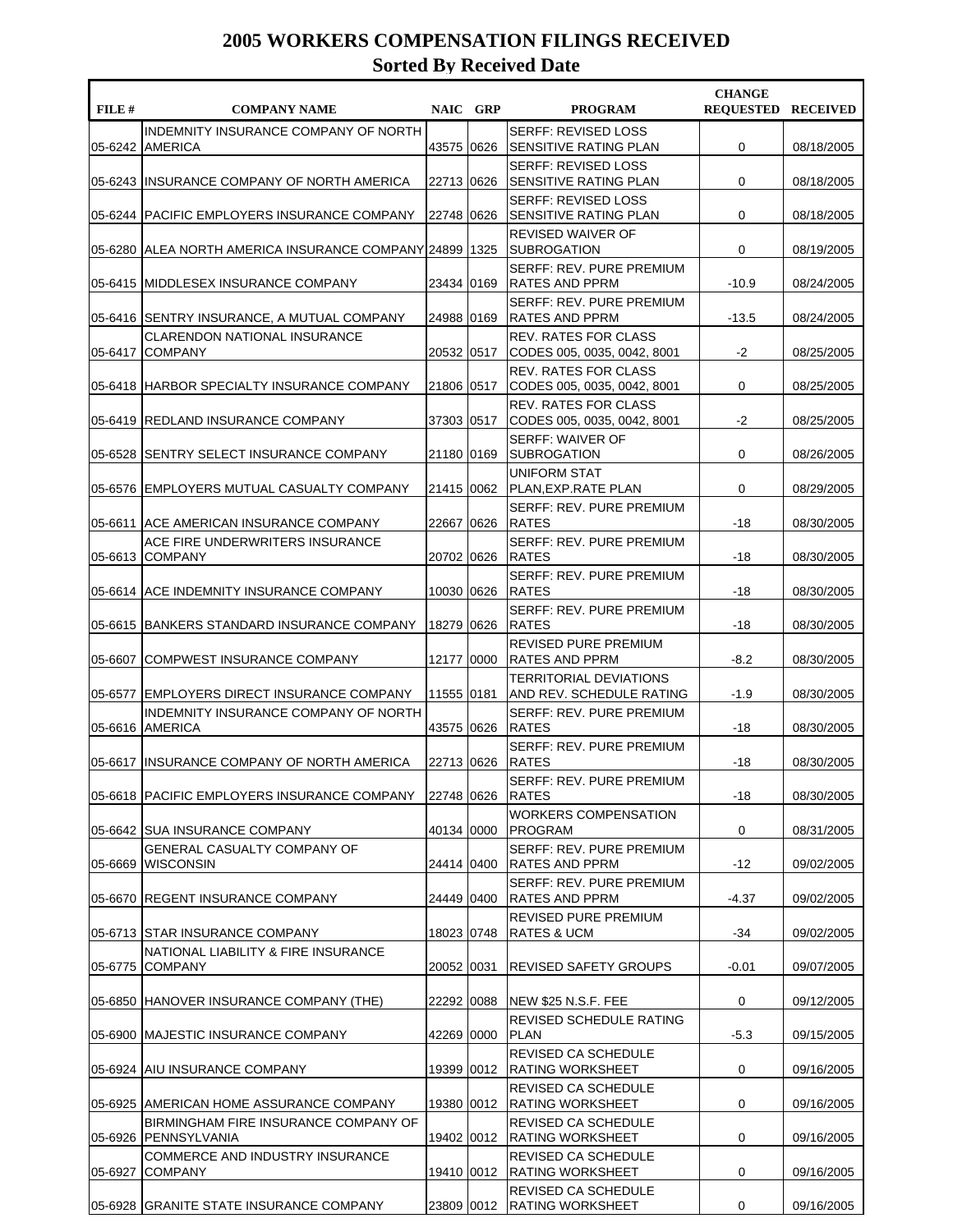# 2005 WORKERS COMPENSATION FILINGS RECEIVED

## Sorted By Received Date

| FILE # | COMPANY NAME | NAIC | GRP | PROGRAM | CHANGE REQUESTED | RECEIVED |
|---|---|---|---|---|---|---|
| 05-6242 | INDEMNITY INSURANCE COMPANY OF NORTH AMERICA | 43575 | 0626 | SERFF: REVISED LOSS SENSITIVE RATING PLAN | 0 | 08/18/2005 |
| 05-6243 | INSURANCE COMPANY OF NORTH AMERICA | 22713 | 0626 | SERFF: REVISED LOSS SENSITIVE RATING PLAN | 0 | 08/18/2005 |
| 05-6244 | PACIFIC EMPLOYERS INSURANCE COMPANY | 22748 | 0626 | SERFF: REVISED LOSS SENSITIVE RATING PLAN | 0 | 08/18/2005 |
| 05-6280 | ALEA NORTH AMERICA INSURANCE COMPANY | 24899 | 1325 | REVISED WAIVER OF SUBROGATION | 0 | 08/19/2005 |
| 05-6415 | MIDDLESEX INSURANCE COMPANY | 23434 | 0169 | SERFF: REV. PURE PREMIUM RATES AND PPRM | -10.9 | 08/24/2005 |
| 05-6416 | SENTRY INSURANCE, A MUTUAL COMPANY | 24988 | 0169 | SERFF: REV. PURE PREMIUM RATES AND PPRM | -13.5 | 08/24/2005 |
| 05-6417 | CLARENDON NATIONAL INSURANCE COMPANY | 20532 | 0517 | REV. RATES FOR CLASS CODES 005, 0035, 0042, 8001 | -2 | 08/25/2005 |
| 05-6418 | HARBOR SPECIALTY INSURANCE COMPANY | 21806 | 0517 | REV. RATES FOR CLASS CODES 005, 0035, 0042, 8001 | 0 | 08/25/2005 |
| 05-6419 | REDLAND INSURANCE COMPANY | 37303 | 0517 | REV. RATES FOR CLASS CODES 005, 0035, 0042, 8001 | -2 | 08/25/2005 |
| 05-6528 | SENTRY SELECT INSURANCE COMPANY | 21180 | 0169 | SERFF: WAIVER OF SUBROGATION | 0 | 08/26/2005 |
| 05-6576 | EMPLOYERS MUTUAL CASUALTY COMPANY | 21415 | 0062 | UNIFORM STAT PLAN,EXP.RATE PLAN | 0 | 08/29/2005 |
| 05-6611 | ACE AMERICAN INSURANCE COMPANY | 22667 | 0626 | SERFF: REV. PURE PREMIUM RATES | -18 | 08/30/2005 |
| 05-6613 | ACE FIRE UNDERWRITERS INSURANCE COMPANY | 20702 | 0626 | SERFF: REV. PURE PREMIUM RATES | -18 | 08/30/2005 |
| 05-6614 | ACE INDEMNITY INSURANCE COMPANY | 10030 | 0626 | SERFF: REV. PURE PREMIUM RATES | -18 | 08/30/2005 |
| 05-6615 | BANKERS STANDARD INSURANCE COMPANY | 18279 | 0626 | SERFF: REV. PURE PREMIUM RATES | -18 | 08/30/2005 |
| 05-6607 | COMPWEST INSURANCE COMPANY | 12177 | 0000 | REVISED PURE PREMIUM RATES AND PPRM | -8.2 | 08/30/2005 |
| 05-6577 | EMPLOYERS DIRECT INSURANCE COMPANY | 11555 | 0181 | TERRITORIAL DEVIATIONS AND REV. SCHEDULE RATING | -1.9 | 08/30/2005 |
| 05-6616 | INDEMNITY INSURANCE COMPANY OF NORTH AMERICA | 43575 | 0626 | SERFF: REV. PURE PREMIUM RATES | -18 | 08/30/2005 |
| 05-6617 | INSURANCE COMPANY OF NORTH AMERICA | 22713 | 0626 | SERFF: REV. PURE PREMIUM RATES | -18 | 08/30/2005 |
| 05-6618 | PACIFIC EMPLOYERS INSURANCE COMPANY | 22748 | 0626 | SERFF: REV. PURE PREMIUM RATES | -18 | 08/30/2005 |
| 05-6642 | SUA INSURANCE COMPANY | 40134 | 0000 | WORKERS COMPENSATION PROGRAM | 0 | 08/31/2005 |
| 05-6669 | GENERAL CASUALTY COMPANY OF WISCONSIN | 24414 | 0400 | SERFF: REV. PURE PREMIUM RATES AND PPRM | -12 | 09/02/2005 |
| 05-6670 | REGENT INSURANCE COMPANY | 24449 | 0400 | SERFF: REV. PURE PREMIUM RATES AND PPRM | -4.37 | 09/02/2005 |
| 05-6713 | STAR INSURANCE COMPANY | 18023 | 0748 | REVISED PURE PREMIUM RATES & UCM | -34 | 09/02/2005 |
| 05-6775 | NATIONAL LIABILITY & FIRE INSURANCE COMPANY | 20052 | 0031 | REVISED SAFETY GROUPS | -0.01 | 09/07/2005 |
| 05-6850 | HANOVER INSURANCE COMPANY (THE) | 22292 | 0088 | NEW $25 N.S.F. FEE | 0 | 09/12/2005 |
| 05-6900 | MAJESTIC INSURANCE COMPANY | 42269 | 0000 | REVISED SCHEDULE RATING PLAN | -5.3 | 09/15/2005 |
| 05-6924 | AIU INSURANCE COMPANY | 19399 | 0012 | REVISED CA SCHEDULE RATING WORKSHEET | 0 | 09/16/2005 |
| 05-6925 | AMERICAN HOME ASSURANCE COMPANY | 19380 | 0012 | REVISED CA SCHEDULE RATING WORKSHEET | 0 | 09/16/2005 |
| 05-6926 | BIRMINGHAM FIRE INSURANCE COMPANY OF PENNSYLVANIA | 19402 | 0012 | REVISED CA SCHEDULE RATING WORKSHEET | 0 | 09/16/2005 |
| 05-6927 | COMMERCE AND INDUSTRY INSURANCE COMPANY | 19410 | 0012 | REVISED CA SCHEDULE RATING WORKSHEET | 0 | 09/16/2005 |
| 05-6928 | GRANITE STATE INSURANCE COMPANY | 23809 | 0012 | REVISED CA SCHEDULE RATING WORKSHEET | 0 | 09/16/2005 |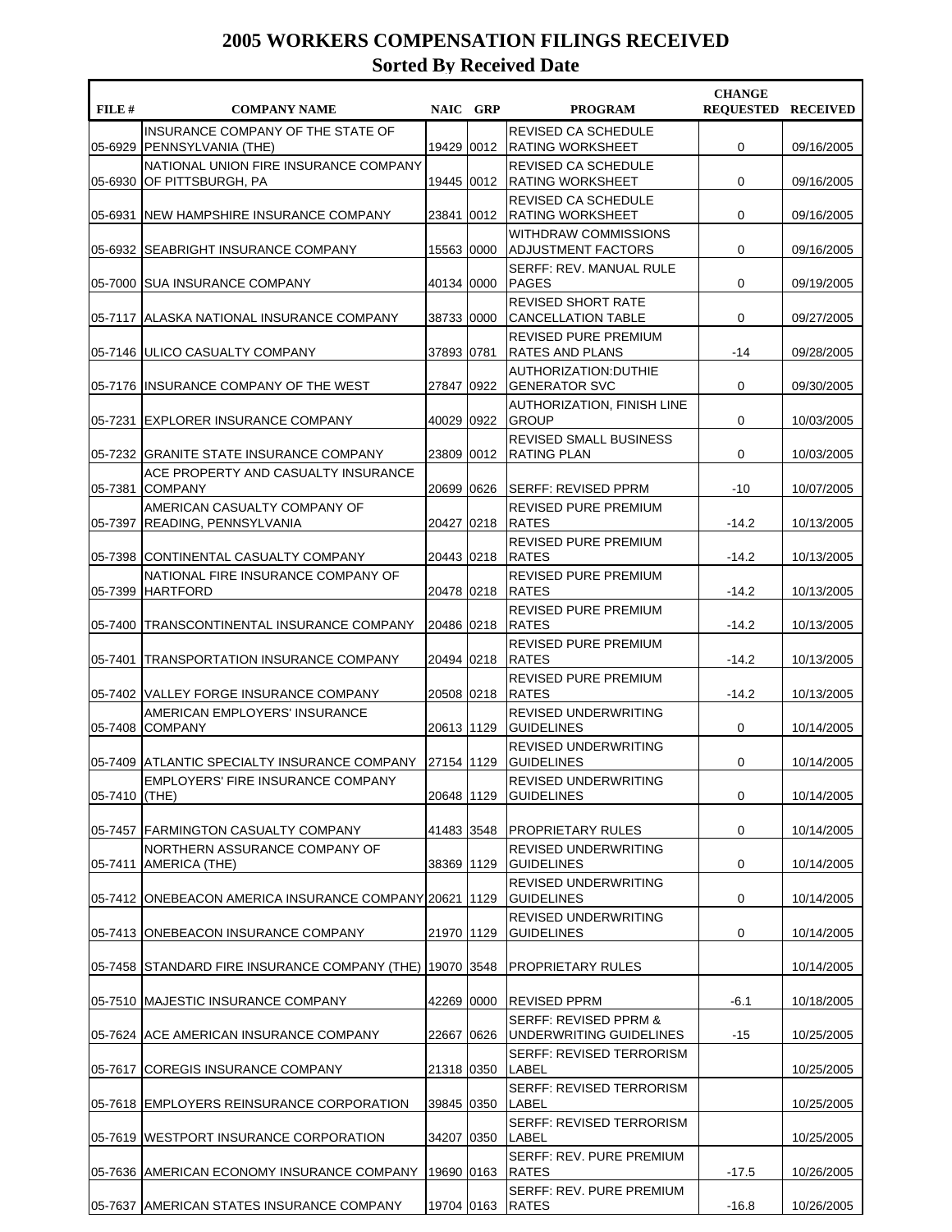# 2005 WORKERS COMPENSATION FILINGS RECEIVED

## Sorted By Received Date

| FILE # | COMPANY NAME | NAIC | GRP | PROGRAM | CHANGE REQUESTED | RECEIVED |
|---|---|---|---|---|---|---|
| 05-6929 | INSURANCE COMPANY OF THE STATE OF PENNSYLVANIA (THE) | 19429 | 0012 | REVISED CA SCHEDULE RATING WORKSHEET | 0 | 09/16/2005 |
| 05-6930 | NATIONAL UNION FIRE INSURANCE COMPANY OF PITTSBURGH, PA | 19445 | 0012 | REVISED CA SCHEDULE RATING WORKSHEET | 0 | 09/16/2005 |
| 05-6931 | NEW HAMPSHIRE INSURANCE COMPANY | 23841 | 0012 | REVISED CA SCHEDULE RATING WORKSHEET | 0 | 09/16/2005 |
| 05-6932 | SEABRIGHT INSURANCE COMPANY | 15563 | 0000 | WITHDRAW COMMISSIONS ADJUSTMENT FACTORS | 0 | 09/16/2005 |
| 05-7000 | SUA INSURANCE COMPANY | 40134 | 0000 | SERFF: REV. MANUAL RULE PAGES | 0 | 09/19/2005 |
| 05-7117 | ALASKA NATIONAL INSURANCE COMPANY | 38733 | 0000 | REVISED SHORT RATE CANCELLATION TABLE | 0 | 09/27/2005 |
| 05-7146 | ULICO CASUALTY COMPANY | 37893 | 0781 | REVISED PURE PREMIUM RATES AND PLANS | -14 | 09/28/2005 |
| 05-7176 | INSURANCE COMPANY OF THE WEST | 27847 | 0922 | AUTHORIZATION:DUTHIE GENERATOR SVC | 0 | 09/30/2005 |
| 05-7231 | EXPLORER INSURANCE COMPANY | 40029 | 0922 | AUTHORIZATION, FINISH LINE GROUP | 0 | 10/03/2005 |
| 05-7232 | GRANITE STATE INSURANCE COMPANY | 23809 | 0012 | REVISED SMALL BUSINESS RATING PLAN | 0 | 10/03/2005 |
| 05-7381 | ACE PROPERTY AND CASUALTY INSURANCE COMPANY | 20699 | 0626 | SERFF: REVISED PPRM | -10 | 10/07/2005 |
| 05-7397 | AMERICAN CASUALTY COMPANY OF READING, PENNSYLVANIA | 20427 | 0218 | REVISED PURE PREMIUM RATES | -14.2 | 10/13/2005 |
| 05-7398 | CONTINENTAL CASUALTY COMPANY | 20443 | 0218 | REVISED PURE PREMIUM RATES | -14.2 | 10/13/2005 |
| 05-7399 | NATIONAL FIRE INSURANCE COMPANY OF HARTFORD | 20478 | 0218 | REVISED PURE PREMIUM RATES | -14.2 | 10/13/2005 |
| 05-7400 | TRANSCONTINENTAL INSURANCE COMPANY | 20486 | 0218 | REVISED PURE PREMIUM RATES | -14.2 | 10/13/2005 |
| 05-7401 | TRANSPORTATION INSURANCE COMPANY | 20494 | 0218 | REVISED PURE PREMIUM RATES | -14.2 | 10/13/2005 |
| 05-7402 | VALLEY FORGE INSURANCE COMPANY | 20508 | 0218 | REVISED PURE PREMIUM RATES | -14.2 | 10/13/2005 |
| 05-7408 | AMERICAN EMPLOYERS' INSURANCE COMPANY | 20613 | 1129 | REVISED UNDERWRITING GUIDELINES | 0 | 10/14/2005 |
| 05-7409 | ATLANTIC SPECIALTY INSURANCE COMPANY | 27154 | 1129 | REVISED UNDERWRITING GUIDELINES | 0 | 10/14/2005 |
| 05-7410 | EMPLOYERS' FIRE INSURANCE COMPANY (THE) | 20648 | 1129 | REVISED UNDERWRITING GUIDELINES | 0 | 10/14/2005 |
| 05-7457 | FARMINGTON CASUALTY COMPANY | 41483 | 3548 | PROPRIETARY RULES | 0 | 10/14/2005 |
| 05-7411 | NORTHERN ASSURANCE COMPANY OF AMERICA (THE) | 38369 | 1129 | REVISED UNDERWRITING GUIDELINES | 0 | 10/14/2005 |
| 05-7412 | ONEBEACON AMERICA INSURANCE COMPANY | 20621 | 1129 | REVISED UNDERWRITING GUIDELINES | 0 | 10/14/2005 |
| 05-7413 | ONEBEACON INSURANCE COMPANY | 21970 | 1129 | REVISED UNDERWRITING GUIDELINES | 0 | 10/14/2005 |
| 05-7458 | STANDARD FIRE INSURANCE COMPANY (THE) | 19070 | 3548 | PROPRIETARY RULES | | 10/14/2005 |
| 05-7510 | MAJESTIC INSURANCE COMPANY | 42269 | 0000 | REVISED PPRM | -6.1 | 10/18/2005 |
| 05-7624 | ACE AMERICAN INSURANCE COMPANY | 22667 | 0626 | SERFF: REVISED PPRM & UNDERWRITING GUIDELINES | -15 | 10/25/2005 |
| 05-7617 | COREGIS INSURANCE COMPANY | 21318 | 0350 | SERFF: REVISED TERRORISM LABEL | | 10/25/2005 |
| 05-7618 | EMPLOYERS REINSURANCE CORPORATION | 39845 | 0350 | SERFF: REVISED TERRORISM LABEL | | 10/25/2005 |
| 05-7619 | WESTPORT INSURANCE CORPORATION | 34207 | 0350 | SERFF: REVISED TERRORISM LABEL | | 10/25/2005 |
| 05-7636 | AMERICAN ECONOMY INSURANCE COMPANY | 19690 | 0163 | SERFF: REV. PURE PREMIUM RATES | -17.5 | 10/26/2005 |
| 05-7637 | AMERICAN STATES INSURANCE COMPANY | 19704 | 0163 | SERFF: REV. PURE PREMIUM RATES | -16.8 | 10/26/2005 |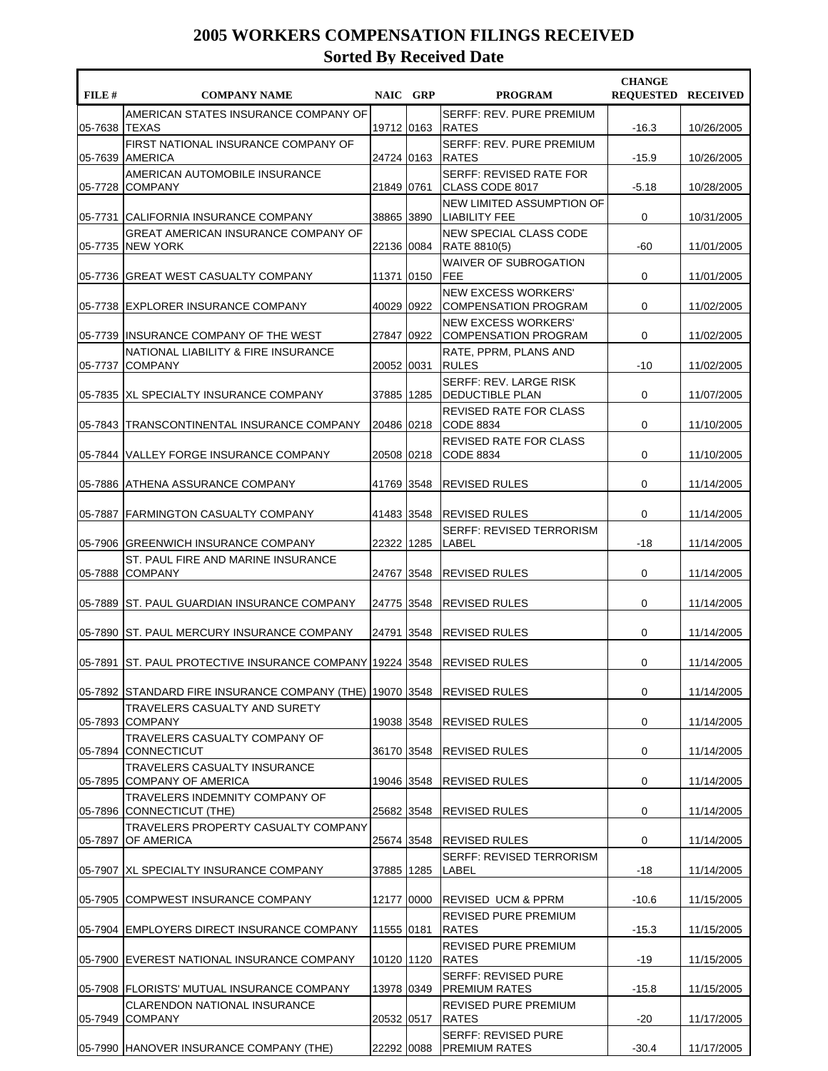# 2005 WORKERS COMPENSATION FILINGS RECEIVED
## Sorted By Received Date

| FILE # | COMPANY NAME | NAIC | GRP | PROGRAM | CHANGE REQUESTED | RECEIVED |
|---|---|---|---|---|---|---|
| 05-7638 | AMERICAN STATES INSURANCE COMPANY OF TEXAS | 19712 | 0163 | SERFF: REV. PURE PREMIUM RATES | -16.3 | 10/26/2005 |
| 05-7639 | FIRST NATIONAL INSURANCE COMPANY OF AMERICA | 24724 | 0163 | SERFF: REV. PURE PREMIUM RATES | -15.9 | 10/26/2005 |
| 05-7728 | AMERICAN AUTOMOBILE INSURANCE COMPANY | 21849 | 0761 | SERFF: REVISED RATE FOR CLASS CODE 8017 | -5.18 | 10/28/2005 |
| 05-7731 | CALIFORNIA INSURANCE COMPANY | 38865 | 3890 | NEW LIMITED ASSUMPTION OF LIABILITY FEE | 0 | 10/31/2005 |
| 05-7735 | GREAT AMERICAN INSURANCE COMPANY OF NEW YORK | 22136 | 0084 | NEW SPECIAL CLASS CODE RATE 8810(5) | -60 | 11/01/2005 |
| 05-7736 | GREAT WEST CASUALTY COMPANY | 11371 | 0150 | WAIVER OF SUBROGATION FEE | 0 | 11/01/2005 |
| 05-7738 | EXPLORER INSURANCE COMPANY | 40029 | 0922 | NEW EXCESS WORKERS' COMPENSATION PROGRAM | 0 | 11/02/2005 |
| 05-7739 | INSURANCE COMPANY OF THE WEST | 27847 | 0922 | NEW EXCESS WORKERS' COMPENSATION PROGRAM | 0 | 11/02/2005 |
| 05-7737 | NATIONAL LIABILITY & FIRE INSURANCE COMPANY | 20052 | 0031 | RATE, PPRM, PLANS AND RULES | -10 | 11/02/2005 |
| 05-7835 | XL SPECIALTY INSURANCE COMPANY | 37885 | 1285 | SERFF: REV. LARGE RISK DEDUCTIBLE PLAN | 0 | 11/07/2005 |
| 05-7843 | TRANSCONTINENTAL INSURANCE COMPANY | 20486 | 0218 | REVISED RATE FOR CLASS CODE 8834 | 0 | 11/10/2005 |
| 05-7844 | VALLEY FORGE INSURANCE COMPANY | 20508 | 0218 | REVISED RATE FOR CLASS CODE 8834 | 0 | 11/10/2005 |
| 05-7886 | ATHENA ASSURANCE COMPANY | 41769 | 3548 | REVISED RULES | 0 | 11/14/2005 |
| 05-7887 | FARMINGTON CASUALTY COMPANY | 41483 | 3548 | REVISED RULES | 0 | 11/14/2005 |
| 05-7906 | GREENWICH INSURANCE COMPANY | 22322 | 1285 | SERFF: REVISED TERRORISM LABEL | -18 | 11/14/2005 |
| 05-7888 | ST. PAUL FIRE AND MARINE INSURANCE COMPANY | 24767 | 3548 | REVISED RULES | 0 | 11/14/2005 |
| 05-7889 | ST. PAUL GUARDIAN INSURANCE COMPANY | 24775 | 3548 | REVISED RULES | 0 | 11/14/2005 |
| 05-7890 | ST. PAUL MERCURY INSURANCE COMPANY | 24791 | 3548 | REVISED RULES | 0 | 11/14/2005 |
| 05-7891 | ST. PAUL PROTECTIVE INSURANCE COMPANY | 19224 | 3548 | REVISED RULES | 0 | 11/14/2005 |
| 05-7892 | STANDARD FIRE INSURANCE COMPANY (THE) | 19070 | 3548 | REVISED RULES | 0 | 11/14/2005 |
| 05-7893 | TRAVELERS CASUALTY AND SURETY COMPANY | 19038 | 3548 | REVISED RULES | 0 | 11/14/2005 |
| 05-7894 | TRAVELERS CASUALTY COMPANY OF CONNECTICUT | 36170 | 3548 | REVISED RULES | 0 | 11/14/2005 |
| 05-7895 | TRAVELERS CASUALTY INSURANCE COMPANY OF AMERICA | 19046 | 3548 | REVISED RULES | 0 | 11/14/2005 |
| 05-7896 | TRAVELERS INDEMNITY COMPANY OF CONNECTICUT (THE) | 25682 | 3548 | REVISED RULES | 0 | 11/14/2005 |
| 05-7897 | TRAVELERS PROPERTY CASUALTY COMPANY OF AMERICA | 25674 | 3548 | REVISED RULES | 0 | 11/14/2005 |
| 05-7907 | XL SPECIALTY INSURANCE COMPANY | 37885 | 1285 | SERFF: REVISED TERRORISM LABEL | -18 | 11/14/2005 |
| 05-7905 | COMPWEST INSURANCE COMPANY | 12177 | 0000 | REVISED UCM & PPRM | -10.6 | 11/15/2005 |
| 05-7904 | EMPLOYERS DIRECT INSURANCE COMPANY | 11555 | 0181 | REVISED PURE PREMIUM RATES | -15.3 | 11/15/2005 |
| 05-7900 | EVEREST NATIONAL INSURANCE COMPANY | 10120 | 1120 | REVISED PURE PREMIUM RATES | -19 | 11/15/2005 |
| 05-7908 | FLORISTS' MUTUAL INSURANCE COMPANY | 13978 | 0349 | SERFF: REVISED PURE PREMIUM RATES | -15.8 | 11/15/2005 |
| 05-7949 | CLARENDON NATIONAL INSURANCE COMPANY | 20532 | 0517 | REVISED PURE PREMIUM RATES | -20 | 11/17/2005 |
| 05-7990 | HANOVER INSURANCE COMPANY (THE) | 22292 | 0088 | SERFF: REVISED PURE PREMIUM RATES | -30.4 | 11/17/2005 |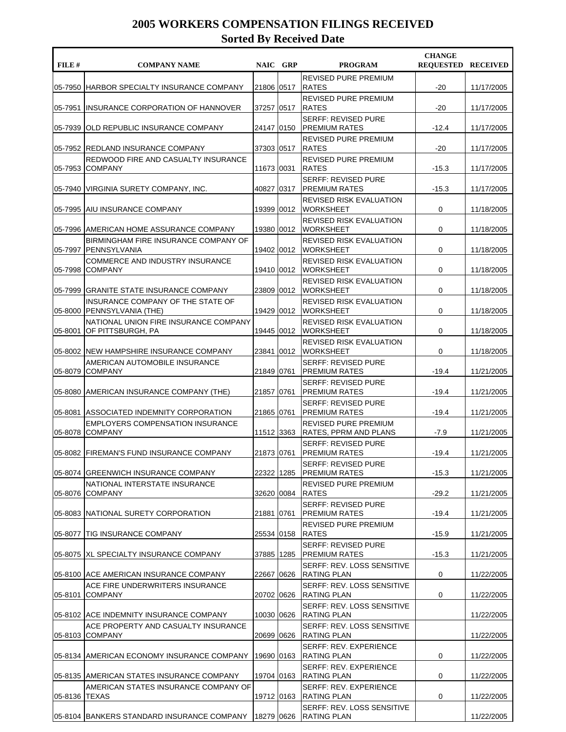# 2005 WORKERS COMPENSATION FILINGS RECEIVED

## Sorted By Received Date

| FILE # | COMPANY NAME | NAIC | GRP | PROGRAM | CHANGE REQUESTED | RECEIVED |
|---|---|---|---|---|---|---|
| 05-7950 | HARBOR SPECIALTY INSURANCE COMPANY | 21806 | 0517 | REVISED PURE PREMIUM RATES | -20 | 11/17/2005 |
| 05-7951 | INSURANCE CORPORATION OF HANNOVER | 37257 | 0517 | REVISED PURE PREMIUM RATES | -20 | 11/17/2005 |
| 05-7939 | OLD REPUBLIC INSURANCE COMPANY | 24147 | 0150 | SERFF: REVISED PURE PREMIUM RATES | -12.4 | 11/17/2005 |
| 05-7952 | REDLAND INSURANCE COMPANY | 37303 | 0517 | REVISED PURE PREMIUM RATES | -20 | 11/17/2005 |
| 05-7953 | REDWOOD FIRE AND CASUALTY INSURANCE COMPANY | 11673 | 0031 | REVISED PURE PREMIUM RATES | -15.3 | 11/17/2005 |
| 05-7940 | VIRGINIA SURETY COMPANY, INC. | 40827 | 0317 | SERFF: REVISED PURE PREMIUM RATES | -15.3 | 11/17/2005 |
| 05-7995 | AIU INSURANCE COMPANY | 19399 | 0012 | REVISED RISK EVALUATION WORKSHEET | 0 | 11/18/2005 |
| 05-7996 | AMERICAN HOME ASSURANCE COMPANY | 19380 | 0012 | REVISED RISK EVALUATION WORKSHEET | 0 | 11/18/2005 |
| 05-7997 | BIRMINGHAM FIRE INSURANCE COMPANY OF PENNSYLVANIA | 19402 | 0012 | REVISED RISK EVALUATION WORKSHEET | 0 | 11/18/2005 |
| 05-7998 | COMMERCE AND INDUSTRY INSURANCE COMPANY | 19410 | 0012 | REVISED RISK EVALUATION WORKSHEET | 0 | 11/18/2005 |
| 05-7999 | GRANITE STATE INSURANCE COMPANY | 23809 | 0012 | REVISED RISK EVALUATION WORKSHEET | 0 | 11/18/2005 |
| 05-8000 | INSURANCE COMPANY OF THE STATE OF PENNSYLVANIA (THE) | 19429 | 0012 | REVISED RISK EVALUATION WORKSHEET | 0 | 11/18/2005 |
| 05-8001 | NATIONAL UNION FIRE INSURANCE COMPANY OF PITTSBURGH, PA | 19445 | 0012 | REVISED RISK EVALUATION WORKSHEET | 0 | 11/18/2005 |
| 05-8002 | NEW HAMPSHIRE INSURANCE COMPANY | 23841 | 0012 | REVISED RISK EVALUATION WORKSHEET | 0 | 11/18/2005 |
| 05-8079 | AMERICAN AUTOMOBILE INSURANCE COMPANY | 21849 | 0761 | SERFF: REVISED PURE PREMIUM RATES | -19.4 | 11/21/2005 |
| 05-8080 | AMERICAN INSURANCE COMPANY (THE) | 21857 | 0761 | SERFF: REVISED PURE PREMIUM RATES | -19.4 | 11/21/2005 |
| 05-8081 | ASSOCIATED INDEMNITY CORPORATION | 21865 | 0761 | SERFF: REVISED PURE PREMIUM RATES | -19.4 | 11/21/2005 |
| 05-8078 | EMPLOYERS COMPENSATION INSURANCE COMPANY | 11512 | 3363 | REVISED PURE PREMIUM RATES, PPRM AND PLANS | -7.9 | 11/21/2005 |
| 05-8082 | FIREMAN'S FUND INSURANCE COMPANY | 21873 | 0761 | SERFF: REVISED PURE PREMIUM RATES | -19.4 | 11/21/2005 |
| 05-8074 | GREENWICH INSURANCE COMPANY | 22322 | 1285 | SERFF: REVISED PURE PREMIUM RATES | -15.3 | 11/21/2005 |
| 05-8076 | NATIONAL INTERSTATE INSURANCE COMPANY | 32620 | 0084 | REVISED PURE PREMIUM RATES | -29.2 | 11/21/2005 |
| 05-8083 | NATIONAL SURETY CORPORATION | 21881 | 0761 | SERFF: REVISED PURE PREMIUM RATES | -19.4 | 11/21/2005 |
| 05-8077 | TIG INSURANCE COMPANY | 25534 | 0158 | REVISED PURE PREMIUM RATES | -15.9 | 11/21/2005 |
| 05-8075 | XL SPECIALTY INSURANCE COMPANY | 37885 | 1285 | SERFF: REVISED PURE PREMIUM RATES | -15.3 | 11/21/2005 |
| 05-8100 | ACE AMERICAN INSURANCE COMPANY | 22667 | 0626 | SERFF: REV. LOSS SENSITIVE RATING PLAN | 0 | 11/22/2005 |
| 05-8101 | ACE FIRE UNDERWRITERS INSURANCE COMPANY | 20702 | 0626 | SERFF: REV. LOSS SENSITIVE RATING PLAN | 0 | 11/22/2005 |
| 05-8102 | ACE INDEMNITY INSURANCE COMPANY | 10030 | 0626 | SERFF: REV. LOSS SENSITIVE RATING PLAN | | 11/22/2005 |
| 05-8103 | ACE PROPERTY AND CASUALTY INSURANCE COMPANY | 20699 | 0626 | SERFF: REV. LOSS SENSITIVE RATING PLAN | | 11/22/2005 |
| 05-8134 | AMERICAN ECONOMY INSURANCE COMPANY | 19690 | 0163 | SERFF: REV. EXPERIENCE RATING PLAN | 0 | 11/22/2005 |
| 05-8135 | AMERICAN STATES INSURANCE COMPANY | 19704 | 0163 | SERFF: REV. EXPERIENCE RATING PLAN | 0 | 11/22/2005 |
| 05-8136 | AMERICAN STATES INSURANCE COMPANY OF TEXAS | 19712 | 0163 | SERFF: REV. EXPERIENCE RATING PLAN | 0 | 11/22/2005 |
| 05-8104 | BANKERS STANDARD INSURANCE COMPANY | 18279 | 0626 | SERFF: REV. LOSS SENSITIVE RATING PLAN | | 11/22/2005 |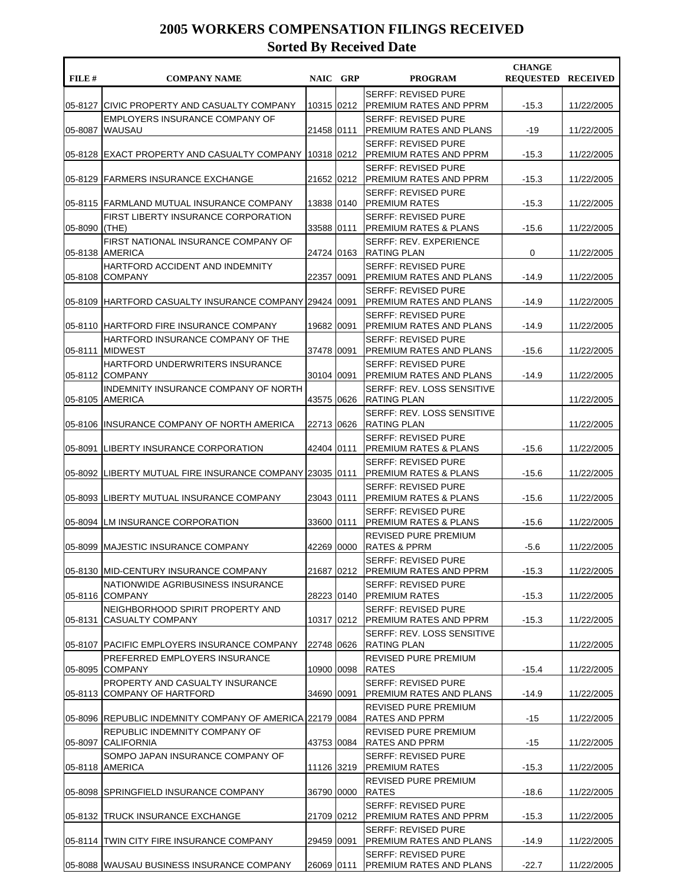# 2005 WORKERS COMPENSATION FILINGS RECEIVED

## Sorted By Received Date

| FILE # | COMPANY NAME | NAIC | GRP | PROGRAM | CHANGE REQUESTED | RECEIVED |
|---|---|---|---|---|---|---|
| 05-8127 | CIVIC PROPERTY AND CASUALTY COMPANY | 10315 | 0212 | SERFF: REVISED PURE PREMIUM RATES AND PPRM | -15.3 | 11/22/2005 |
| 05-8087 | EMPLOYERS INSURANCE COMPANY OF WAUSAU | 21458 | 0111 | SERFF: REVISED PURE PREMIUM RATES AND PLANS | -19 | 11/22/2005 |
| 05-8128 | EXACT PROPERTY AND CASUALTY COMPANY | 10318 | 0212 | SERFF: REVISED PURE PREMIUM RATES AND PPRM | -15.3 | 11/22/2005 |
| 05-8129 | FARMERS INSURANCE EXCHANGE | 21652 | 0212 | SERFF: REVISED PURE PREMIUM RATES AND PPRM | -15.3 | 11/22/2005 |
| 05-8115 | FARMLAND MUTUAL INSURANCE COMPANY | 13838 | 0140 | SERFF: REVISED PURE PREMIUM RATES | -15.3 | 11/22/2005 |
| 05-8090 | FIRST LIBERTY INSURANCE CORPORATION (THE) | 33588 | 0111 | SERFF: REVISED PURE PREMIUM RATES & PLANS | -15.6 | 11/22/2005 |
| 05-8138 | FIRST NATIONAL INSURANCE COMPANY OF AMERICA | 24724 | 0163 | SERFF: REV. EXPERIENCE RATING PLAN | 0 | 11/22/2005 |
| 05-8108 | HARTFORD ACCIDENT AND INDEMNITY COMPANY | 22357 | 0091 | SERFF: REVISED PURE PREMIUM RATES AND PLANS | -14.9 | 11/22/2005 |
| 05-8109 | HARTFORD CASUALTY INSURANCE COMPANY | 29424 | 0091 | SERFF: REVISED PURE PREMIUM RATES AND PLANS | -14.9 | 11/22/2005 |
| 05-8110 | HARTFORD FIRE INSURANCE COMPANY | 19682 | 0091 | SERFF: REVISED PURE PREMIUM RATES AND PLANS | -14.9 | 11/22/2005 |
| 05-8111 | HARTFORD INSURANCE COMPANY OF THE MIDWEST | 37478 | 0091 | SERFF: REVISED PURE PREMIUM RATES AND PLANS | -15.6 | 11/22/2005 |
| 05-8112 | HARTFORD UNDERWRITERS INSURANCE COMPANY | 30104 | 0091 | SERFF: REVISED PURE PREMIUM RATES AND PLANS | -14.9 | 11/22/2005 |
| 05-8105 | INDEMNITY INSURANCE COMPANY OF NORTH AMERICA | 43575 | 0626 | SERFF: REV. LOSS SENSITIVE RATING PLAN | | 11/22/2005 |
| 05-8106 | INSURANCE COMPANY OF NORTH AMERICA | 22713 | 0626 | SERFF: REV. LOSS SENSITIVE RATING PLAN | | 11/22/2005 |
| 05-8091 | LIBERTY INSURANCE CORPORATION | 42404 | 0111 | SERFF: REVISED PURE PREMIUM RATES & PLANS | -15.6 | 11/22/2005 |
| 05-8092 | LIBERTY MUTUAL FIRE INSURANCE COMPANY | 23035 | 0111 | SERFF: REVISED PURE PREMIUM RATES & PLANS | -15.6 | 11/22/2005 |
| 05-8093 | LIBERTY MUTUAL INSURANCE COMPANY | 23043 | 0111 | SERFF: REVISED PURE PREMIUM RATES & PLANS | -15.6 | 11/22/2005 |
| 05-8094 | LM INSURANCE CORPORATION | 33600 | 0111 | SERFF: REVISED PURE PREMIUM RATES & PLANS | -15.6 | 11/22/2005 |
| 05-8099 | MAJESTIC INSURANCE COMPANY | 42269 | 0000 | REVISED PURE PREMIUM RATES & PPRM | -5.6 | 11/22/2005 |
| 05-8130 | MID-CENTURY INSURANCE COMPANY | 21687 | 0212 | SERFF: REVISED PURE PREMIUM RATES AND PPRM | -15.3 | 11/22/2005 |
| 05-8116 | NATIONWIDE AGRIBUSINESS INSURANCE COMPANY | 28223 | 0140 | SERFF: REVISED PURE PREMIUM RATES | -15.3 | 11/22/2005 |
| 05-8131 | NEIGHBORHOOD SPIRIT PROPERTY AND CASUALTY COMPANY | 10317 | 0212 | SERFF: REVISED PURE PREMIUM RATES AND PPRM | -15.3 | 11/22/2005 |
| 05-8107 | PACIFIC EMPLOYERS INSURANCE COMPANY | 22748 | 0626 | SERFF: REV. LOSS SENSITIVE RATING PLAN | | 11/22/2005 |
| 05-8095 | PREFERRED EMPLOYERS INSURANCE COMPANY | 10900 | 0098 | REVISED PURE PREMIUM RATES | -15.4 | 11/22/2005 |
| 05-8113 | PROPERTY AND CASUALTY INSURANCE COMPANY OF HARTFORD | 34690 | 0091 | SERFF: REVISED PURE PREMIUM RATES AND PLANS | -14.9 | 11/22/2005 |
| 05-8096 | REPUBLIC INDEMNITY COMPANY OF AMERICA | 22179 | 0084 | REVISED PURE PREMIUM RATES AND PPRM | -15 | 11/22/2005 |
| 05-8097 | REPUBLIC INDEMNITY COMPANY OF CALIFORNIA | 43753 | 0084 | REVISED PURE PREMIUM RATES AND PPRM | -15 | 11/22/2005 |
| 05-8118 | SOMPO JAPAN INSURANCE COMPANY OF AMERICA | 11126 | 3219 | SERFF: REVISED PURE PREMIUM RATES | -15.3 | 11/22/2005 |
| 05-8098 | SPRINGFIELD INSURANCE COMPANY | 36790 | 0000 | REVISED PURE PREMIUM RATES | -18.6 | 11/22/2005 |
| 05-8132 | TRUCK INSURANCE EXCHANGE | 21709 | 0212 | SERFF: REVISED PURE PREMIUM RATES AND PPRM | -15.3 | 11/22/2005 |
| 05-8114 | TWIN CITY FIRE INSURANCE COMPANY | 29459 | 0091 | SERFF: REVISED PURE PREMIUM RATES AND PLANS | -14.9 | 11/22/2005 |
| 05-8088 | WAUSAU BUSINESS INSURANCE COMPANY | 26069 | 0111 | SERFF: REVISED PURE PREMIUM RATES AND PLANS | -22.7 | 11/22/2005 |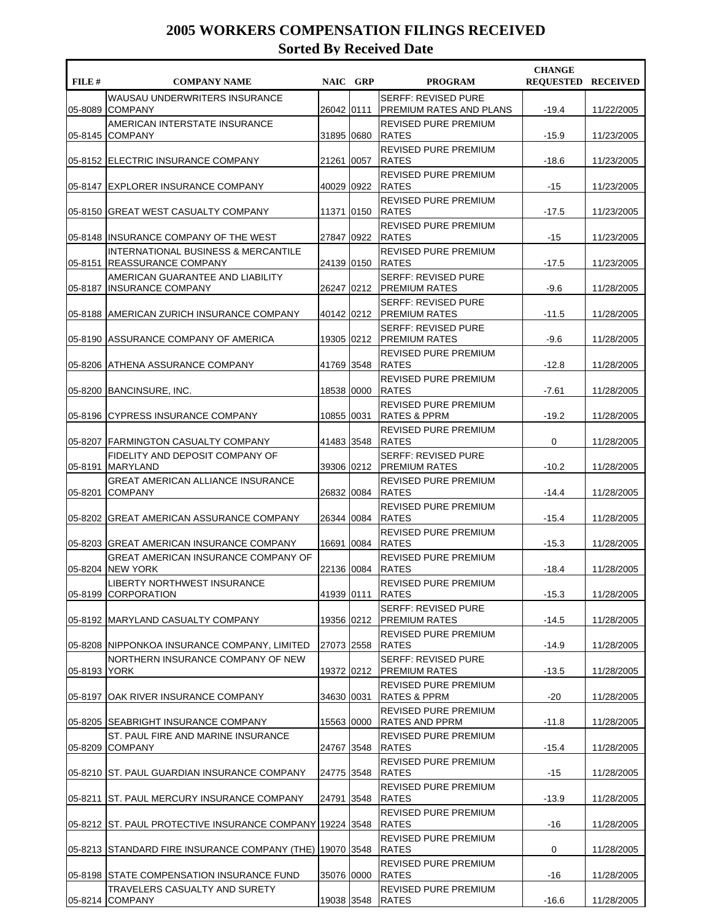# 2005 WORKERS COMPENSATION FILINGS RECEIVED

## Sorted By Received Date

| FILE # | COMPANY NAME | NAIC | GRP | PROGRAM | CHANGE REQUESTED | RECEIVED |
|---|---|---|---|---|---|---|
| 05-8089 | WAUSAU UNDERWRITERS INSURANCE COMPANY | 26042 | 0111 | SERFF: REVISED PURE PREMIUM RATES AND PLANS | -19.4 | 11/22/2005 |
| 05-8145 | AMERICAN INTERSTATE INSURANCE COMPANY | 31895 | 0680 | REVISED PURE PREMIUM RATES | -15.9 | 11/23/2005 |
| 05-8152 | ELECTRIC INSURANCE COMPANY | 21261 | 0057 | REVISED PURE PREMIUM RATES | -18.6 | 11/23/2005 |
| 05-8147 | EXPLORER INSURANCE COMPANY | 40029 | 0922 | REVISED PURE PREMIUM RATES | -15 | 11/23/2005 |
| 05-8150 | GREAT WEST CASUALTY COMPANY | 11371 | 0150 | REVISED PURE PREMIUM RATES | -17.5 | 11/23/2005 |
| 05-8148 | INSURANCE COMPANY OF THE WEST | 27847 | 0922 | REVISED PURE PREMIUM RATES | -15 | 11/23/2005 |
| 05-8151 | INTERNATIONAL BUSINESS & MERCANTILE REASSURANCE COMPANY | 24139 | 0150 | REVISED PURE PREMIUM RATES | -17.5 | 11/23/2005 |
| 05-8187 | AMERICAN GUARANTEE AND LIABILITY INSURANCE COMPANY | 26247 | 0212 | SERFF: REVISED PURE PREMIUM RATES | -9.6 | 11/28/2005 |
| 05-8188 | AMERICAN ZURICH INSURANCE COMPANY | 40142 | 0212 | SERFF: REVISED PURE PREMIUM RATES | -11.5 | 11/28/2005 |
| 05-8190 | ASSURANCE COMPANY OF AMERICA | 19305 | 0212 | SERFF: REVISED PURE PREMIUM RATES | -9.6 | 11/28/2005 |
| 05-8206 | ATHENA ASSURANCE COMPANY | 41769 | 3548 | REVISED PURE PREMIUM RATES | -12.8 | 11/28/2005 |
| 05-8200 | BANCINSURE, INC. | 18538 | 0000 | REVISED PURE PREMIUM RATES | -7.61 | 11/28/2005 |
| 05-8196 | CYPRESS INSURANCE COMPANY | 10855 | 0031 | REVISED PURE PREMIUM RATES & PPRM | -19.2 | 11/28/2005 |
| 05-8207 | FARMINGTON CASUALTY COMPANY | 41483 | 3548 | REVISED PURE PREMIUM RATES | 0 | 11/28/2005 |
| 05-8191 | FIDELITY AND DEPOSIT COMPANY OF MARYLAND | 39306 | 0212 | SERFF: REVISED PURE PREMIUM RATES | -10.2 | 11/28/2005 |
| 05-8201 | GREAT AMERICAN ALLIANCE INSURANCE COMPANY | 26832 | 0084 | REVISED PURE PREMIUM RATES | -14.4 | 11/28/2005 |
| 05-8202 | GREAT AMERICAN ASSURANCE COMPANY | 26344 | 0084 | REVISED PURE PREMIUM RATES | -15.4 | 11/28/2005 |
| 05-8203 | GREAT AMERICAN INSURANCE COMPANY | 16691 | 0084 | REVISED PURE PREMIUM RATES | -15.3 | 11/28/2005 |
| 05-8204 | GREAT AMERICAN INSURANCE COMPANY OF NEW YORK | 22136 | 0084 | REVISED PURE PREMIUM RATES | -18.4 | 11/28/2005 |
| 05-8199 | LIBERTY NORTHWEST INSURANCE CORPORATION | 41939 | 0111 | REVISED PURE PREMIUM RATES | -15.3 | 11/28/2005 |
| 05-8192 | MARYLAND CASUALTY COMPANY | 19356 | 0212 | SERFF: REVISED PURE PREMIUM RATES | -14.5 | 11/28/2005 |
| 05-8208 | NIPPONKOA INSURANCE COMPANY, LIMITED | 27073 | 2558 | REVISED PURE PREMIUM RATES | -14.9 | 11/28/2005 |
| 05-8193 | NORTHERN INSURANCE COMPANY OF NEW YORK | 19372 | 0212 | SERFF: REVISED PURE PREMIUM RATES | -13.5 | 11/28/2005 |
| 05-8197 | OAK RIVER INSURANCE COMPANY | 34630 | 0031 | REVISED PURE PREMIUM RATES & PPRM | -20 | 11/28/2005 |
| 05-8205 | SEABRIGHT INSURANCE COMPANY | 15563 | 0000 | REVISED PURE PREMIUM RATES AND PPRM | -11.8 | 11/28/2005 |
| 05-8209 | ST. PAUL FIRE AND MARINE INSURANCE COMPANY | 24767 | 3548 | REVISED PURE PREMIUM RATES | -15.4 | 11/28/2005 |
| 05-8210 | ST. PAUL GUARDIAN INSURANCE COMPANY | 24775 | 3548 | REVISED PURE PREMIUM RATES | -15 | 11/28/2005 |
| 05-8211 | ST. PAUL MERCURY INSURANCE COMPANY | 24791 | 3548 | REVISED PURE PREMIUM RATES | -13.9 | 11/28/2005 |
| 05-8212 | ST. PAUL PROTECTIVE INSURANCE COMPANY | 19224 | 3548 | REVISED PURE PREMIUM RATES | -16 | 11/28/2005 |
| 05-8213 | STANDARD FIRE INSURANCE COMPANY (THE) | 19070 | 3548 | REVISED PURE PREMIUM RATES | 0 | 11/28/2005 |
| 05-8198 | STATE COMPENSATION INSURANCE FUND | 35076 | 0000 | REVISED PURE PREMIUM RATES | -16 | 11/28/2005 |
| 05-8214 | TRAVELERS CASUALTY AND SURETY COMPANY | 19038 | 3548 | REVISED PURE PREMIUM RATES | -16.6 | 11/28/2005 |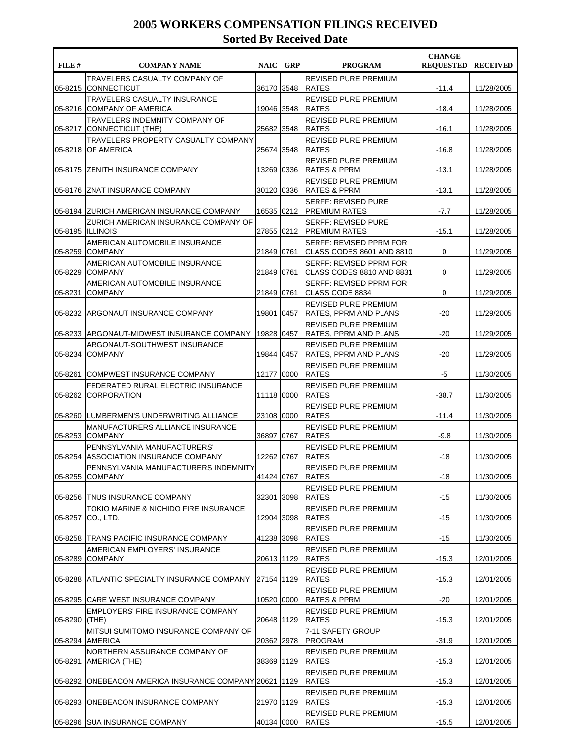# 2005 WORKERS COMPENSATION FILINGS RECEIVED

## Sorted By Received Date

| FILE # | COMPANY NAME | NAIC | GRP | PROGRAM | CHANGE REQUESTED | RECEIVED |
|---|---|---|---|---|---|---|
| 05-8215 | TRAVELERS CASUALTY COMPANY OF CONNECTICUT | 36170 | 3548 | REVISED PURE PREMIUM RATES | -11.4 | 11/28/2005 |
| 05-8216 | TRAVELERS CASUALTY INSURANCE COMPANY OF AMERICA | 19046 | 3548 | REVISED PURE PREMIUM RATES | -18.4 | 11/28/2005 |
| 05-8217 | TRAVELERS INDEMNITY COMPANY OF CONNECTICUT (THE) | 25682 | 3548 | REVISED PURE PREMIUM RATES | -16.1 | 11/28/2005 |
| 05-8218 | TRAVELERS PROPERTY CASUALTY COMPANY OF AMERICA | 25674 | 3548 | REVISED PURE PREMIUM RATES | -16.8 | 11/28/2005 |
| 05-8175 | ZENITH INSURANCE COMPANY | 13269 | 0336 | REVISED PURE PREMIUM RATES & PPRM | -13.1 | 11/28/2005 |
| 05-8176 | ZNAT INSURANCE COMPANY | 30120 | 0336 | REVISED PURE PREMIUM RATES & PPRM | -13.1 | 11/28/2005 |
| 05-8194 | ZURICH AMERICAN INSURANCE COMPANY | 16535 | 0212 | SERFF: REVISED PURE PREMIUM RATES | -7.7 | 11/28/2005 |
| 05-8195 | ZURICH AMERICAN INSURANCE COMPANY OF ILLINOIS | 27855 | 0212 | SERFF: REVISED PURE PREMIUM RATES | -15.1 | 11/28/2005 |
| 05-8259 | AMERICAN AUTOMOBILE INSURANCE COMPANY | 21849 | 0761 | SERFF: REVISED PPRM FOR CLASS CODES 8601 AND 8810 | 0 | 11/29/2005 |
| 05-8229 | AMERICAN AUTOMOBILE INSURANCE COMPANY | 21849 | 0761 | SERFF: REVISED PPRM FOR CLASS CODES 8810 AND 8831 | 0 | 11/29/2005 |
| 05-8231 | AMERICAN AUTOMOBILE INSURANCE COMPANY | 21849 | 0761 | SERFF: REVISED PPRM FOR CLASS CODE 8834 | 0 | 11/29/2005 |
| 05-8232 | ARGONAUT INSURANCE COMPANY | 19801 | 0457 | REVISED PURE PREMIUM RATES, PPRM AND PLANS | -20 | 11/29/2005 |
| 05-8233 | ARGONAUT-MIDWEST INSURANCE COMPANY | 19828 | 0457 | REVISED PURE PREMIUM RATES, PPRM AND PLANS | -20 | 11/29/2005 |
| 05-8234 | ARGONAUT-SOUTHWEST INSURANCE COMPANY | 19844 | 0457 | REVISED PURE PREMIUM RATES, PPRM AND PLANS | -20 | 11/29/2005 |
| 05-8261 | COMPWEST INSURANCE COMPANY | 12177 | 0000 | REVISED PURE PREMIUM RATES | -5 | 11/30/2005 |
| 05-8262 | FEDERATED RURAL ELECTRIC INSURANCE CORPORATION | 11118 | 0000 | REVISED PURE PREMIUM RATES | -38.7 | 11/30/2005 |
| 05-8260 | LUMBERMEN'S UNDERWRITING ALLIANCE | 23108 | 0000 | REVISED PURE PREMIUM RATES | -11.4 | 11/30/2005 |
| 05-8253 | MANUFACTURERS ALLIANCE INSURANCE COMPANY | 36897 | 0767 | REVISED PURE PREMIUM RATES | -9.8 | 11/30/2005 |
| 05-8254 | PENNSYLVANIA MANUFACTURERS' ASSOCIATION INSURANCE COMPANY | 12262 | 0767 | REVISED PURE PREMIUM RATES | -18 | 11/30/2005 |
| 05-8255 | PENNSYLVANIA MANUFACTURERS INDEMNITY COMPANY | 41424 | 0767 | REVISED PURE PREMIUM RATES | -18 | 11/30/2005 |
| 05-8256 | TNUS INSURANCE COMPANY | 32301 | 3098 | REVISED PURE PREMIUM RATES | -15 | 11/30/2005 |
| 05-8257 | TOKIO MARINE & NICHIDO FIRE INSURANCE CO., LTD. | 12904 | 3098 | REVISED PURE PREMIUM RATES | -15 | 11/30/2005 |
| 05-8258 | TRANS PACIFIC INSURANCE COMPANY | 41238 | 3098 | REVISED PURE PREMIUM RATES | -15 | 11/30/2005 |
| 05-8289 | AMERICAN EMPLOYERS' INSURANCE COMPANY | 20613 | 1129 | REVISED PURE PREMIUM RATES | -15.3 | 12/01/2005 |
| 05-8288 | ATLANTIC SPECIALTY INSURANCE COMPANY | 27154 | 1129 | REVISED PURE PREMIUM RATES | -15.3 | 12/01/2005 |
| 05-8295 | CARE WEST INSURANCE COMPANY | 10520 | 0000 | REVISED PURE PREMIUM RATES & PPRM | -20 | 12/01/2005 |
| 05-8290 | EMPLOYERS' FIRE INSURANCE COMPANY (THE) | 20648 | 1129 | REVISED PURE PREMIUM RATES | -15.3 | 12/01/2005 |
| 05-8294 | MITSUI SUMITOMO INSURANCE COMPANY OF AMERICA | 20362 | 2978 | 7-11 SAFETY GROUP PROGRAM | -31.9 | 12/01/2005 |
| 05-8291 | NORTHERN ASSURANCE COMPANY OF AMERICA (THE) | 38369 | 1129 | REVISED PURE PREMIUM RATES | -15.3 | 12/01/2005 |
| 05-8292 | ONEBEACON AMERICA INSURANCE COMPANY | 20621 | 1129 | REVISED PURE PREMIUM RATES | -15.3 | 12/01/2005 |
| 05-8293 | ONEBEACON INSURANCE COMPANY | 21970 | 1129 | REVISED PURE PREMIUM RATES | -15.3 | 12/01/2005 |
| 05-8296 | SUA INSURANCE COMPANY | 40134 | 0000 | REVISED PURE PREMIUM RATES | -15.5 | 12/01/2005 |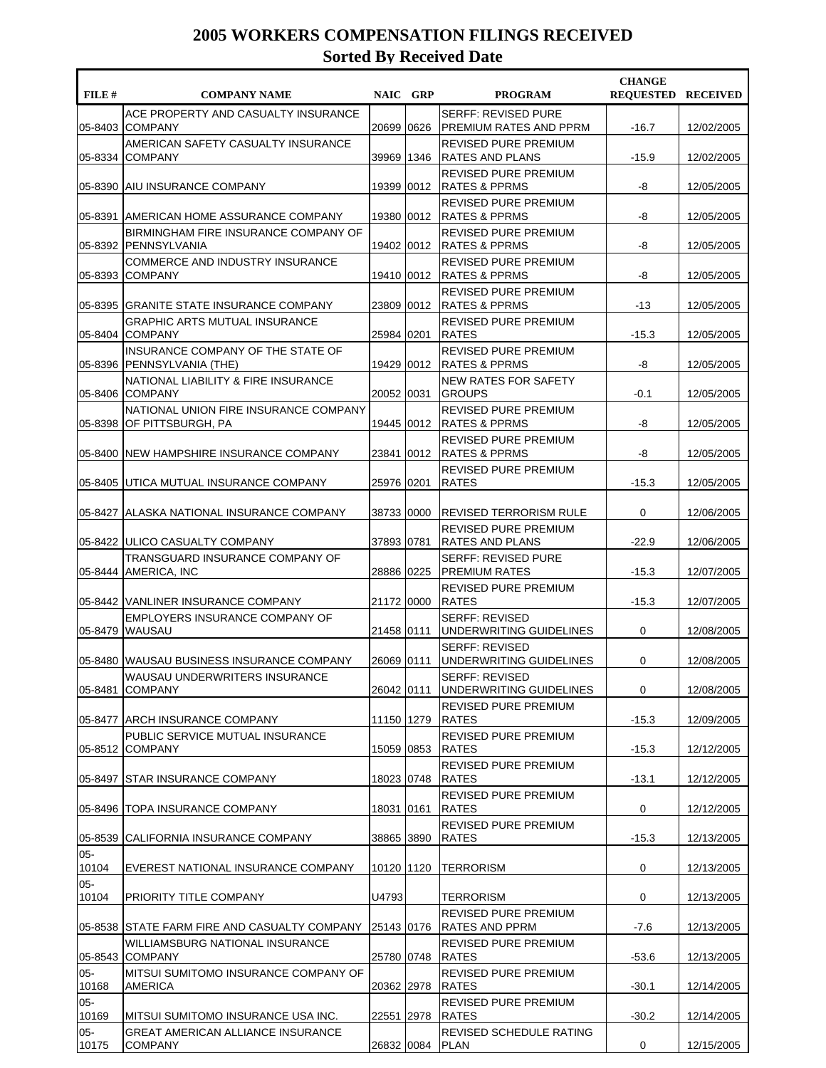# 2005 WORKERS COMPENSATION FILINGS RECEIVED

## Sorted By Received Date

| FILE # | COMPANY NAME | NAIC | GRP | PROGRAM | CHANGE REQUESTED | RECEIVED |
|---|---|---|---|---|---|---|
| 05-8403 | ACE PROPERTY AND CASUALTY INSURANCE COMPANY | 20699 | 0626 | SERFF: REVISED PURE PREMIUM RATES AND PPRM | -16.7 | 12/02/2005 |
| 05-8334 | AMERICAN SAFETY CASUALTY INSURANCE COMPANY | 39969 | 1346 | REVISED PURE PREMIUM RATES AND PLANS | -15.9 | 12/02/2005 |
| 05-8390 | AIU INSURANCE COMPANY | 19399 | 0012 | REVISED PURE PREMIUM RATES & PPRMS | -8 | 12/05/2005 |
| 05-8391 | AMERICAN HOME ASSURANCE COMPANY | 19380 | 0012 | REVISED PURE PREMIUM RATES & PPRMS | -8 | 12/05/2005 |
| 05-8392 | BIRMINGHAM FIRE INSURANCE COMPANY OF PENNSYLVANIA | 19402 | 0012 | REVISED PURE PREMIUM RATES & PPRMS | -8 | 12/05/2005 |
| 05-8393 | COMMERCE AND INDUSTRY INSURANCE COMPANY | 19410 | 0012 | REVISED PURE PREMIUM RATES & PPRMS | -8 | 12/05/2005 |
| 05-8395 | GRANITE STATE INSURANCE COMPANY | 23809 | 0012 | REVISED PURE PREMIUM RATES & PPRMS | -13 | 12/05/2005 |
| 05-8404 | GRAPHIC ARTS MUTUAL INSURANCE COMPANY | 25984 | 0201 | REVISED PURE PREMIUM RATES | -15.3 | 12/05/2005 |
| 05-8396 | INSURANCE COMPANY OF THE STATE OF PENNSYLVANIA (THE) | 19429 | 0012 | REVISED PURE PREMIUM RATES & PPRMS | -8 | 12/05/2005 |
| 05-8406 | NATIONAL LIABILITY & FIRE INSURANCE COMPANY | 20052 | 0031 | NEW RATES FOR SAFETY GROUPS | -0.1 | 12/05/2005 |
| 05-8398 | NATIONAL UNION FIRE INSURANCE COMPANY OF PITTSBURGH, PA | 19445 | 0012 | REVISED PURE PREMIUM RATES & PPRMS | -8 | 12/05/2005 |
| 05-8400 | NEW HAMPSHIRE INSURANCE COMPANY | 23841 | 0012 | REVISED PURE PREMIUM RATES & PPRMS | -8 | 12/05/2005 |
| 05-8405 | UTICA MUTUAL INSURANCE COMPANY | 25976 | 0201 | REVISED PURE PREMIUM RATES | -15.3 | 12/05/2005 |
| 05-8427 | ALASKA NATIONAL INSURANCE COMPANY | 38733 | 0000 | REVISED TERRORISM RULE | 0 | 12/06/2005 |
| 05-8422 | ULICO CASUALTY COMPANY | 37893 | 0781 | REVISED PURE PREMIUM RATES AND PLANS | -22.9 | 12/06/2005 |
| 05-8444 | TRANSGUARD INSURANCE COMPANY OF AMERICA, INC | 28886 | 0225 | SERFF: REVISED PURE PREMIUM RATES | -15.3 | 12/07/2005 |
| 05-8442 | VANLINER INSURANCE COMPANY | 21172 | 0000 | REVISED PURE PREMIUM RATES | -15.3 | 12/07/2005 |
| 05-8479 | EMPLOYERS INSURANCE COMPANY OF WAUSAU | 21458 | 0111 | SERFF: REVISED UNDERWRITING GUIDELINES | 0 | 12/08/2005 |
| 05-8480 | WAUSAU BUSINESS INSURANCE COMPANY | 26069 | 0111 | SERFF: REVISED UNDERWRITING GUIDELINES | 0 | 12/08/2005 |
| 05-8481 | WAUSAU UNDERWRITERS INSURANCE COMPANY | 26042 | 0111 | SERFF: REVISED UNDERWRITING GUIDELINES | 0 | 12/08/2005 |
| 05-8477 | ARCH INSURANCE COMPANY | 11150 | 1279 | REVISED PURE PREMIUM RATES | -15.3 | 12/09/2005 |
| 05-8512 | PUBLIC SERVICE MUTUAL INSURANCE COMPANY | 15059 | 0853 | REVISED PURE PREMIUM RATES | -15.3 | 12/12/2005 |
| 05-8497 | STAR INSURANCE COMPANY | 18023 | 0748 | REVISED PURE PREMIUM RATES | -13.1 | 12/12/2005 |
| 05-8496 | TOPA INSURANCE COMPANY | 18031 | 0161 | REVISED PURE PREMIUM RATES | 0 | 12/12/2005 |
| 05-8539 | CALIFORNIA INSURANCE COMPANY | 38865 | 3890 | REVISED PURE PREMIUM RATES | -15.3 | 12/13/2005 |
| 05-10104 | EVEREST NATIONAL INSURANCE COMPANY | 10120 | 1120 | TERRORISM | 0 | 12/13/2005 |
| 05-10104 | PRIORITY TITLE COMPANY | U4793 | | TERRORISM | 0 | 12/13/2005 |
| 05-8538 | STATE FARM FIRE AND CASUALTY COMPANY | 25143 | 0176 | REVISED PURE PREMIUM RATES AND PPRM | -7.6 | 12/13/2005 |
| 05-8543 | WILLIAMSBURG NATIONAL INSURANCE COMPANY | 25780 | 0748 | REVISED PURE PREMIUM RATES | -53.6 | 12/13/2005 |
| 05-10168 | MITSUI SUMITOMO INSURANCE COMPANY OF AMERICA | 20362 | 2978 | REVISED PURE PREMIUM RATES | -30.1 | 12/14/2005 |
| 05-10169 | MITSUI SUMITOMO INSURANCE USA INC. | 22551 | 2978 | REVISED PURE PREMIUM RATES | -30.2 | 12/14/2005 |
| 05-10175 | GREAT AMERICAN ALLIANCE INSURANCE COMPANY | 26832 | 0084 | REVISED SCHEDULE RATING PLAN | 0 | 12/15/2005 |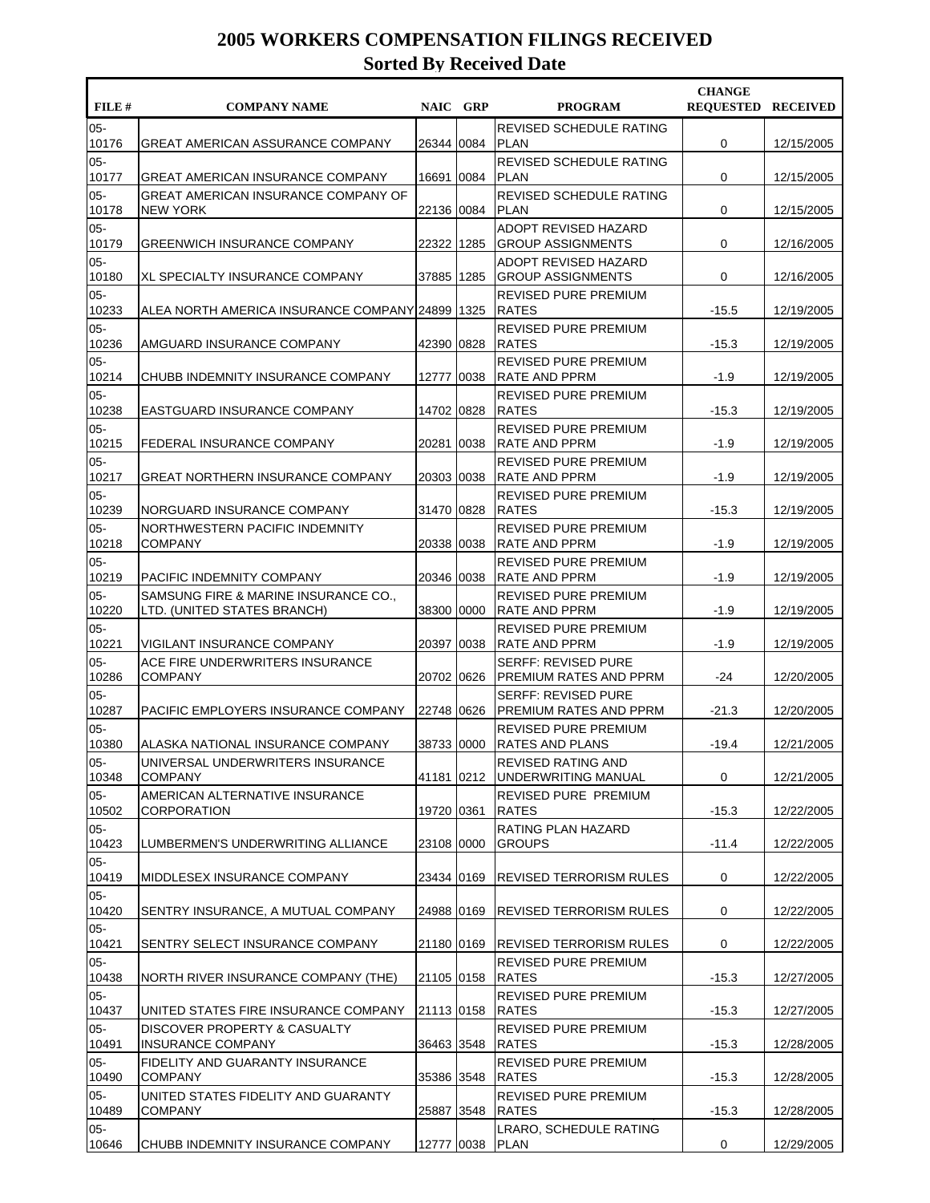# 2005 WORKERS COMPENSATION FILINGS RECEIVED
## Sorted By Received Date

| FILE # | COMPANY NAME | NAIC | GRP | PROGRAM | CHANGE REQUESTED | RECEIVED |
|---|---|---|---|---|---|---|
| 05-10176 | GREAT AMERICAN ASSURANCE COMPANY | 26344 | 0084 | REVISED SCHEDULE RATING PLAN | 0 | 12/15/2005 |
| 05-10177 | GREAT AMERICAN INSURANCE COMPANY | 16691 | 0084 | REVISED SCHEDULE RATING PLAN | 0 | 12/15/2005 |
| 05-10178 | GREAT AMERICAN INSURANCE COMPANY OF NEW YORK | 22136 | 0084 | REVISED SCHEDULE RATING PLAN | 0 | 12/15/2005 |
| 05-10179 | GREENWICH INSURANCE COMPANY | 22322 | 1285 | ADOPT REVISED HAZARD GROUP ASSIGNMENTS | 0 | 12/16/2005 |
| 05-10180 | XL SPECIALTY INSURANCE COMPANY | 37885 | 1285 | ADOPT REVISED HAZARD GROUP ASSIGNMENTS | 0 | 12/16/2005 |
| 05-10233 | ALEA NORTH AMERICA INSURANCE COMPANY | 24899 | 1325 | REVISED PURE PREMIUM RATES | -15.5 | 12/19/2005 |
| 05-10236 | AMGUARD INSURANCE COMPANY | 42390 | 0828 | REVISED PURE PREMIUM RATES | -15.3 | 12/19/2005 |
| 05-10214 | CHUBB INDEMNITY INSURANCE COMPANY | 12777 | 0038 | REVISED PURE PREMIUM RATE AND PPRM | -1.9 | 12/19/2005 |
| 05-10238 | EASTGUARD INSURANCE COMPANY | 14702 | 0828 | REVISED PURE PREMIUM RATES | -15.3 | 12/19/2005 |
| 05-10215 | FEDERAL INSURANCE COMPANY | 20281 | 0038 | REVISED PURE PREMIUM RATE AND PPRM | -1.9 | 12/19/2005 |
| 05-10217 | GREAT NORTHERN INSURANCE COMPANY | 20303 | 0038 | REVISED PURE PREMIUM RATE AND PPRM | -1.9 | 12/19/2005 |
| 05-10239 | NORGUARD INSURANCE COMPANY | 31470 | 0828 | REVISED PURE PREMIUM RATES | -15.3 | 12/19/2005 |
| 05-10218 | NORTHWESTERN PACIFIC INDEMNITY COMPANY | 20338 | 0038 | REVISED PURE PREMIUM RATE AND PPRM | -1.9 | 12/19/2005 |
| 05-10219 | PACIFIC INDEMNITY COMPANY | 20346 | 0038 | REVISED PURE PREMIUM RATE AND PPRM | -1.9 | 12/19/2005 |
| 05-10220 | SAMSUNG FIRE & MARINE INSURANCE CO., LTD. (UNITED STATES BRANCH) | 38300 | 0000 | REVISED PURE PREMIUM RATE AND PPRM | -1.9 | 12/19/2005 |
| 05-10221 | VIGILANT INSURANCE COMPANY | 20397 | 0038 | REVISED PURE PREMIUM RATE AND PPRM | -1.9 | 12/19/2005 |
| 05-10286 | ACE FIRE UNDERWRITERS INSURANCE COMPANY | 20702 | 0626 | SERFF: REVISED PURE PREMIUM RATES AND PPRM | -24 | 12/20/2005 |
| 05-10287 | PACIFIC EMPLOYERS INSURANCE COMPANY | 22748 | 0626 | SERFF: REVISED PURE PREMIUM RATES AND PPRM | -21.3 | 12/20/2005 |
| 05-10380 | ALASKA NATIONAL INSURANCE COMPANY | 38733 | 0000 | REVISED PURE PREMIUM RATES AND PLANS | -19.4 | 12/21/2005 |
| 05-10348 | UNIVERSAL UNDERWRITERS INSURANCE COMPANY | 41181 | 0212 | REVISED RATING AND UNDERWRITING MANUAL | 0 | 12/21/2005 |
| 05-10502 | AMERICAN ALTERNATIVE INSURANCE CORPORATION | 19720 | 0361 | REVISED PURE PREMIUM RATES | -15.3 | 12/22/2005 |
| 05-10423 | LUMBERMEN'S UNDERWRITING ALLIANCE | 23108 | 0000 | RATING PLAN HAZARD GROUPS | -11.4 | 12/22/2005 |
| 05-10419 | MIDDLESEX INSURANCE COMPANY | 23434 | 0169 | REVISED TERRORISM RULES | 0 | 12/22/2005 |
| 05-10420 | SENTRY INSURANCE, A MUTUAL COMPANY | 24988 | 0169 | REVISED TERRORISM RULES | 0 | 12/22/2005 |
| 05-10421 | SENTRY SELECT INSURANCE COMPANY | 21180 | 0169 | REVISED TERRORISM RULES | 0 | 12/22/2005 |
| 05-10438 | NORTH RIVER INSURANCE COMPANY (THE) | 21105 | 0158 | REVISED PURE PREMIUM RATES | -15.3 | 12/27/2005 |
| 05-10437 | UNITED STATES FIRE INSURANCE COMPANY | 21113 | 0158 | REVISED PURE PREMIUM RATES | -15.3 | 12/27/2005 |
| 05-10491 | DISCOVER PROPERTY & CASUALTY INSURANCE COMPANY | 36463 | 3548 | REVISED PURE PREMIUM RATES | -15.3 | 12/28/2005 |
| 05-10490 | FIDELITY AND GUARANTY INSURANCE COMPANY | 35386 | 3548 | REVISED PURE PREMIUM RATES | -15.3 | 12/28/2005 |
| 05-10489 | UNITED STATES FIDELITY AND GUARANTY COMPANY | 25887 | 3548 | REVISED PURE PREMIUM RATES | -15.3 | 12/28/2005 |
| 05-10646 | CHUBB INDEMNITY INSURANCE COMPANY | 12777 | 0038 | LRARO, SCHEDULE RATING PLAN | 0 | 12/29/2005 |